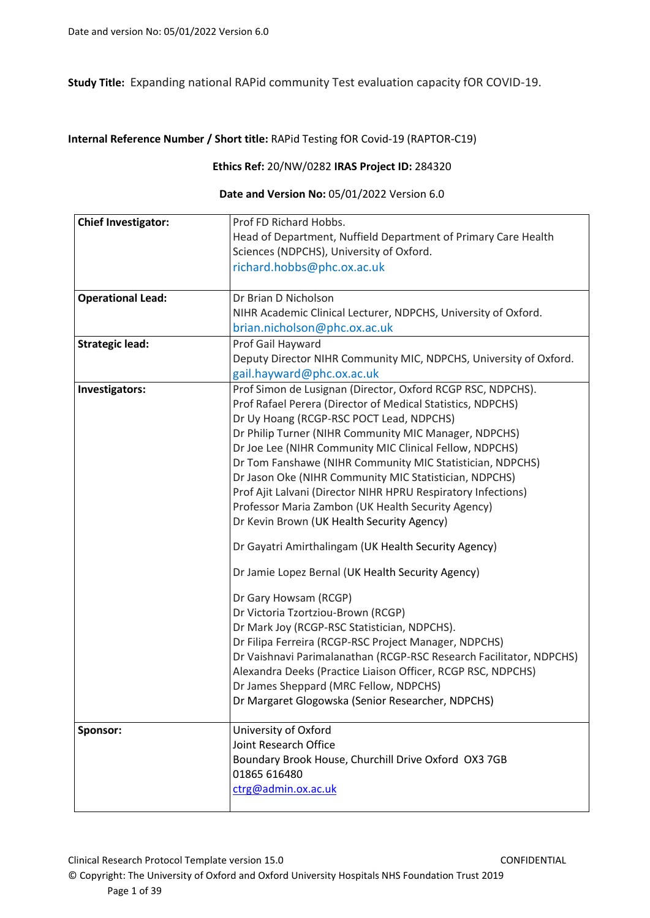**Study Title:** Expanding national RAPid community Test evaluation capacity fOR COVID-19.

**Internal Reference Number / Short title:** RAPid Testing fOR Covid-19 (RAPTOR-C19)

**Ethics Ref:** 20/NW/0282 **IRAS Project ID:** 284320

**Date and Version No:** 05/01/2022 Version 6.0

| | |
|---|---|
| **Chief Investigator:** | Prof FD Richard Hobbs.<br>Head of Department, Nuffield Department of Primary Care Health Sciences (NDPCHS), University of Oxford.<br>richard.hobbs@phc.ox.ac.uk |
| **Operational Lead:** | Dr Brian D Nicholson<br>NIHR Academic Clinical Lecturer, NDPCHS, University of Oxford.<br>brian.nicholson@phc.ox.ac.uk |
| **Strategic lead:** | Prof Gail Hayward<br>Deputy Director NIHR Community MIC, NDPCHS, University of Oxford.<br>gail.hayward@phc.ox.ac.uk |
| **Investigators:** | Prof Simon de Lusignan (Director, Oxford RCGP RSC, NDPCHS).<br>Prof Rafael Perera (Director of Medical Statistics, NDPCHS)<br>Dr Uy Hoang (RCGP-RSC POCT Lead, NDPCHS)<br>Dr Philip Turner (NIHR Community MIC Manager, NDPCHS)<br>Dr Joe Lee (NIHR Community MIC Clinical Fellow, NDPCHS)<br>Dr Tom Fanshawe (NIHR Community MIC Statistician, NDPCHS)<br>Dr Jason Oke (NIHR Community MIC Statistician, NDPCHS)<br>Prof Ajit Lalvani (Director NIHR HPRU Respiratory Infections)<br>Professor Maria Zambon (UK Health Security Agency)<br>Dr Kevin Brown (UK Health Security Agency)<br>Dr Gayatri Amirthalingam (UK Health Security Agency)<br>Dr Jamie Lopez Bernal (UK Health Security Agency)<br>Dr Gary Howsam (RCGP)<br>Dr Victoria Tzortziou-Brown (RCGP)<br>Dr Mark Joy (RCGP-RSC Statistician, NDPCHS).<br>Dr Filipa Ferreira (RCGP-RSC Project Manager, NDPCHS)<br>Dr Vaishnavi Parimalanathan (RCGP-RSC Research Facilitator, NDPCHS)<br>Alexandra Deeks (Practice Liaison Officer, RCGP RSC, NDPCHS)<br>Dr James Sheppard (MRC Fellow, NDPCHS)<br>Dr Margaret Glogowska (Senior Researcher, NDPCHS) |
| **Sponsor:** | University of Oxford<br>Joint Research Office<br>Boundary Brook House, Churchill Drive Oxford OX3 7GB<br>01865 616480<br>ctrg@admin.ox.ac.uk |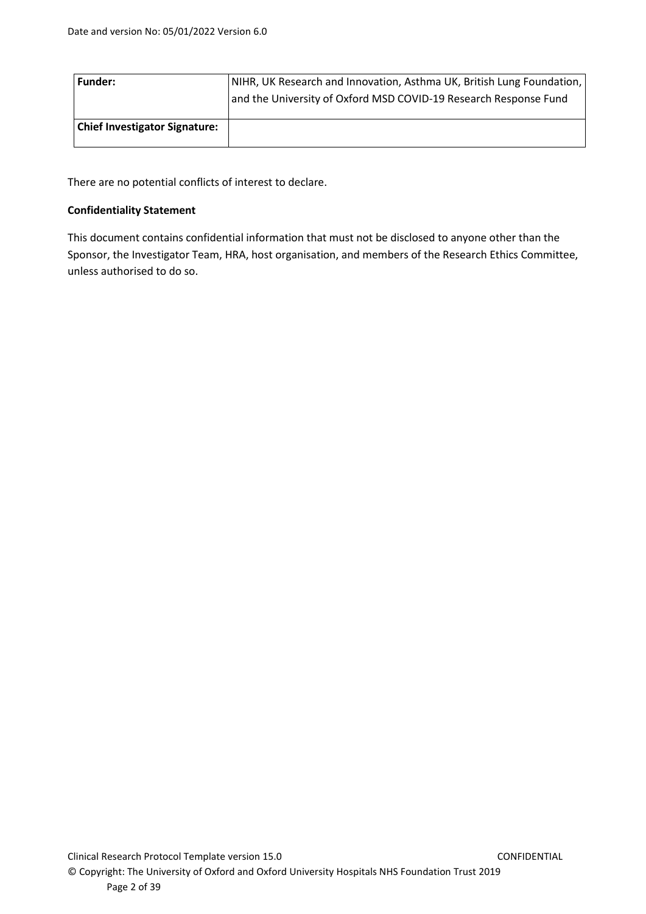| **Funder:** | NIHR, UK Research and Innovation, Asthma UK, British Lung Foundation, and the University of Oxford MSD COVID-19 Research Response Fund |
|---|---|
| **Chief Investigator Signature:** | |

There are no potential conflicts of interest to declare.

**Confidentiality Statement**

This document contains confidential information that must not be disclosed to anyone other than the Sponsor, the Investigator Team, HRA, host organisation, and members of the Research Ethics Committee, unless authorised to do so.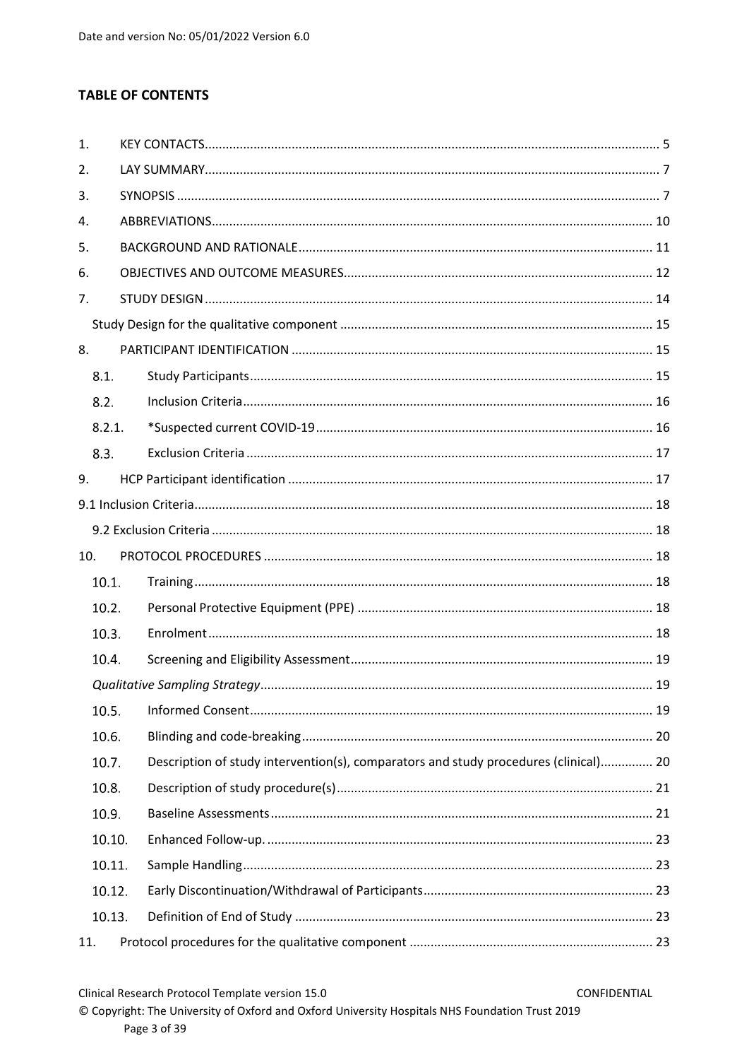## TABLE OF CONTENTS

1. KEY CONTACTS .......... 5
2. LAY SUMMARY .......... 7
3. SYNOPSIS .......... 7
4. ABBREVIATIONS .......... 10
5. BACKGROUND AND RATIONALE .......... 11
6. OBJECTIVES AND OUTCOME MEASURES .......... 12
7. STUDY DESIGN .......... 14

Study Design for the qualitative component .......... 15

8. PARTICIPANT IDENTIFICATION .......... 15
   - 8.1. Study Participants .......... 15
   - 8.2. Inclusion Criteria .......... 16
   - 8.2.1. *Suspected current COVID-19 .......... 16
   - 8.3. Exclusion Criteria .......... 17
9. HCP Participant identification .......... 17

9.1 Inclusion Criteria .......... 18

9.2 Exclusion Criteria .......... 18

10. PROTOCOL PROCEDURES .......... 18
    - 10.1. Training .......... 18
    - 10.2. Personal Protective Equipment (PPE) .......... 18
    - 10.3. Enrolment .......... 18
    - 10.4. Screening and Eligibility Assessment .......... 19
    - *Qualitative Sampling Strategy* .......... 19
    - 10.5. Informed Consent .......... 19
    - 10.6. Blinding and code-breaking .......... 20
    - 10.7. Description of study intervention(s), comparators and study procedures (clinical) .......... 20
    - 10.8. Description of study procedure(s) .......... 21
    - 10.9. Baseline Assessments .......... 21
    - 10.10. Enhanced Follow-up. .......... 23
    - 10.11. Sample Handling .......... 23
    - 10.12. Early Discontinuation/Withdrawal of Participants .......... 23
    - 10.13. Definition of End of Study .......... 23
11. Protocol procedures for the qualitative component .......... 23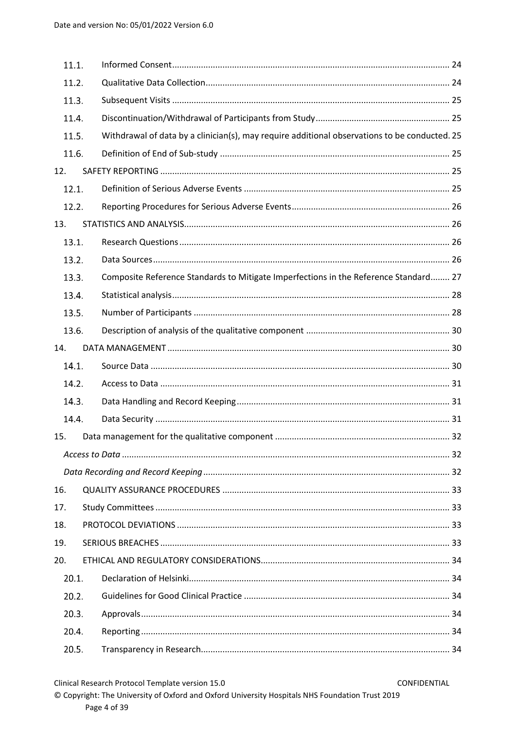| | | |
|---|---|---|
| 11.1. | Informed Consent | 24 |
| 11.2. | Qualitative Data Collection | 24 |
| 11.3. | Subsequent Visits | 25 |
| 11.4. | Discontinuation/Withdrawal of Participants from Study | 25 |
| 11.5. | Withdrawal of data by a clinician(s), may require additional observations to be conducted. | 25 |
| 11.6. | Definition of End of Sub-study | 25 |
| 12. | SAFETY REPORTING | 25 |
| 12.1. | Definition of Serious Adverse Events | 25 |
| 12.2. | Reporting Procedures for Serious Adverse Events | 26 |
| 13. | STATISTICS AND ANALYSIS | 26 |
| 13.1. | Research Questions | 26 |
| 13.2. | Data Sources | 26 |
| 13.3. | Composite Reference Standards to Mitigate Imperfections in the Reference Standard | 27 |
| 13.4. | Statistical analysis | 28 |
| 13.5. | Number of Participants | 28 |
| 13.6. | Description of analysis of the qualitative component | 30 |
| 14. | DATA MANAGEMENT | 30 |
| 14.1. | Source Data | 30 |
| 14.2. | Access to Data | 31 |
| 14.3. | Data Handling and Record Keeping | 31 |
| 14.4. | Data Security | 31 |
| 15. | Data management for the qualitative component | 32 |
| | *Access to Data* | 32 |
| | *Data Recording and Record Keeping* | 32 |
| 16. | QUALITY ASSURANCE PROCEDURES | 33 |
| 17. | Study Committees | 33 |
| 18. | PROTOCOL DEVIATIONS | 33 |
| 19. | SERIOUS BREACHES | 33 |
| 20. | ETHICAL AND REGULATORY CONSIDERATIONS | 34 |
| 20.1. | Declaration of Helsinki | 34 |
| 20.2. | Guidelines for Good Clinical Practice | 34 |
| 20.3. | Approvals | 34 |
| 20.4. | Reporting | 34 |
| 20.5. | Transparency in Research | 34 |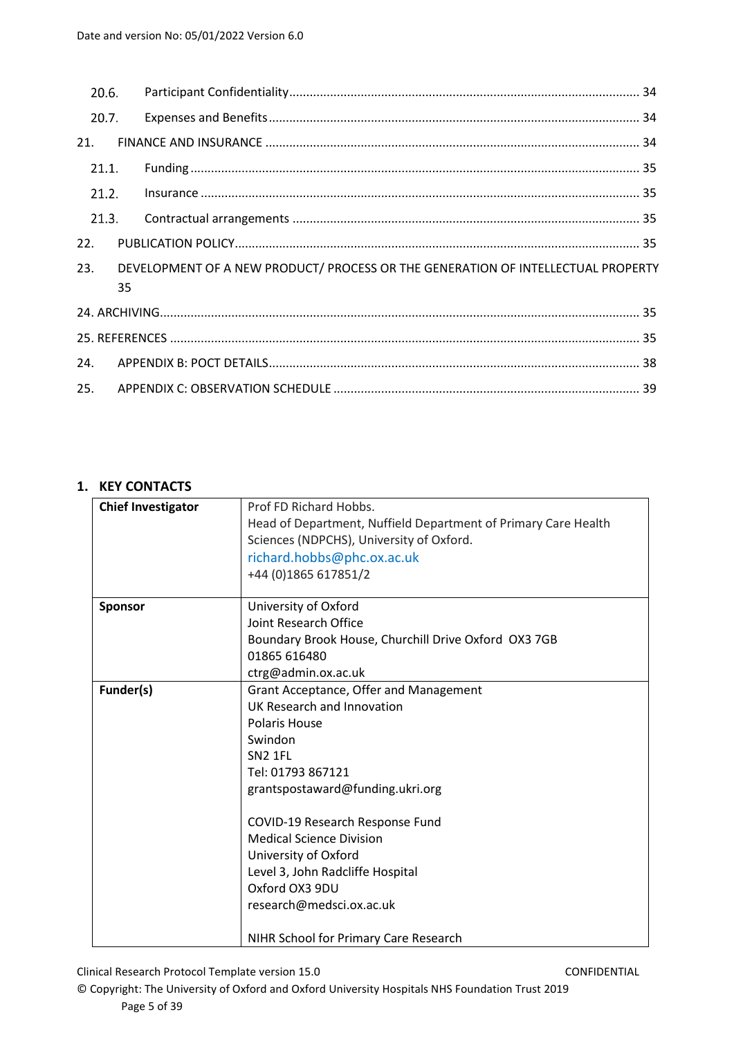20.6. Participant Confidentiality ..................................................................................................... 34

20.7. Expenses and Benefits .......................................................................................................... 34

21. FINANCE AND INSURANCE ............................................................................................................ 34

21.1. Funding .................................................................................................................................. 35

21.2. Insurance ............................................................................................................................... 35

21.3. Contractual arrangements .................................................................................................... 35

22. PUBLICATION POLICY..................................................................................................................... 35

23. DEVELOPMENT OF A NEW PRODUCT/ PROCESS OR THE GENERATION OF INTELLECTUAL PROPERTY 35

24. ARCHIVING......................................................................................................................................... 35

25. REFERENCES ...................................................................................................................................... 35

24. APPENDIX B: POCT DETAILS............................................................................................................ 38

25. APPENDIX C: OBSERVATION SCHEDULE ......................................................................................... 39

## 1. KEY CONTACTS

| | |
|---|---|
| **Chief Investigator** | Prof FD Richard Hobbs.<br>Head of Department, Nuffield Department of Primary Care Health Sciences (NDPCHS), University of Oxford.<br>richard.hobbs@phc.ox.ac.uk<br>+44 (0)1865 617851/2 |
| **Sponsor** | University of Oxford<br>Joint Research Office<br>Boundary Brook House, Churchill Drive Oxford OX3 7GB<br>01865 616480<br>ctrg@admin.ox.ac.uk |
| **Funder(s)** | Grant Acceptance, Offer and Management<br>UK Research and Innovation<br>Polaris House<br>Swindon<br>SN2 1FL<br>Tel: 01793 867121<br>grantspostaward@funding.ukri.org<br><br>COVID-19 Research Response Fund<br>Medical Science Division<br>University of Oxford<br>Level 3, John Radcliffe Hospital<br>Oxford OX3 9DU<br>research@medsci.ox.ac.uk<br><br>NIHR School for Primary Care Research |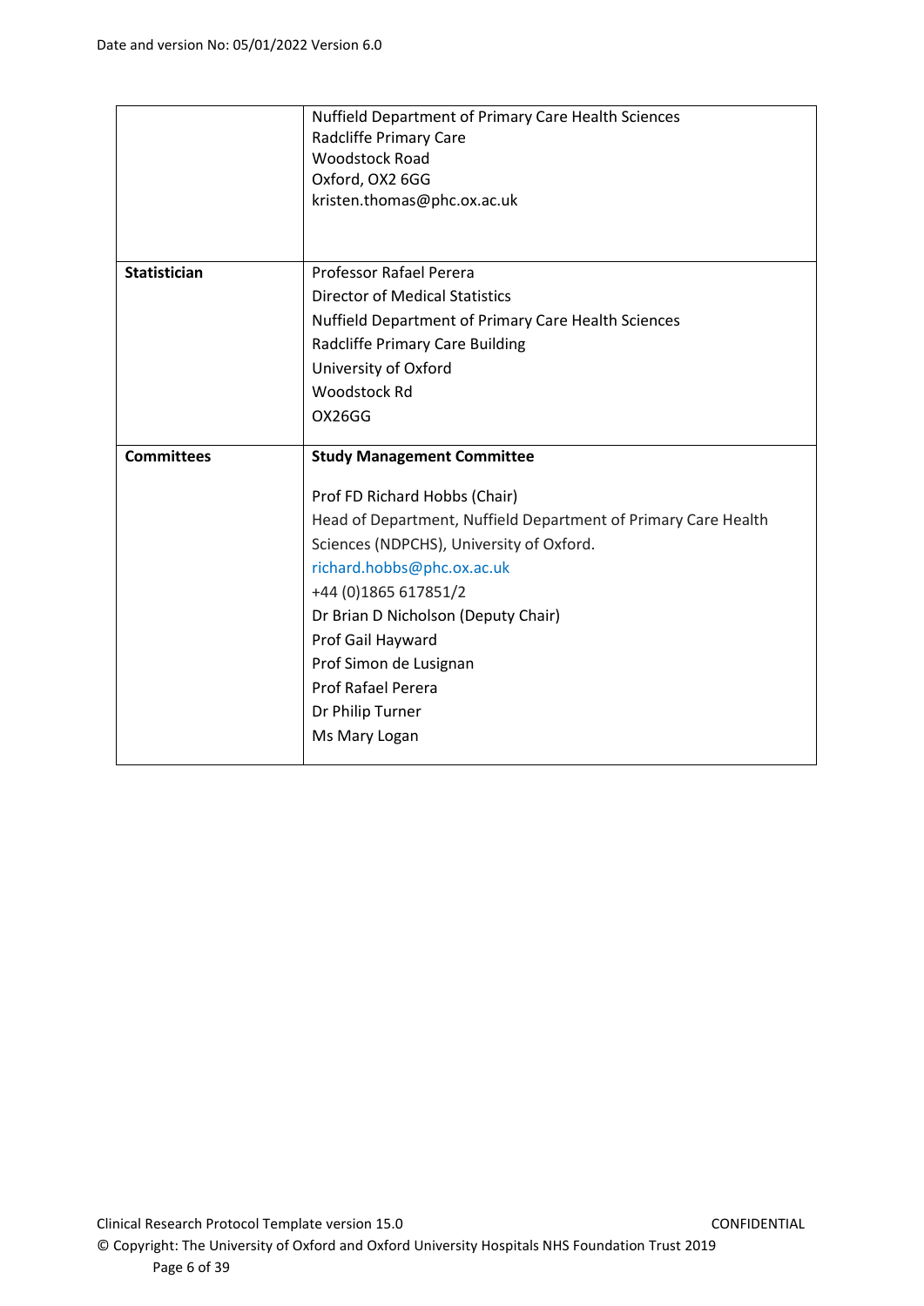| | |
|---|---|
| | Nuffield Department of Primary Care Health Sciences<br>Radcliffe Primary Care<br>Woodstock Road<br>Oxford, OX2 6GG<br>kristen.thomas@phc.ox.ac.uk |
| **Statistician** | Professor Rafael Perera<br>Director of Medical Statistics<br>Nuffield Department of Primary Care Health Sciences<br>Radcliffe Primary Care Building<br>University of Oxford<br>Woodstock Rd<br>OX26GG |
| **Committees** | **Study Management Committee**<br><br>Prof FD Richard Hobbs (Chair)<br>Head of Department, Nuffield Department of Primary Care Health Sciences (NDPCHS), University of Oxford.<br>richard.hobbs@phc.ox.ac.uk<br>+44 (0)1865 617851/2<br>Dr Brian D Nicholson (Deputy Chair)<br>Prof Gail Hayward<br>Prof Simon de Lusignan<br>Prof Rafael Perera<br>Dr Philip Turner<br>Ms Mary Logan |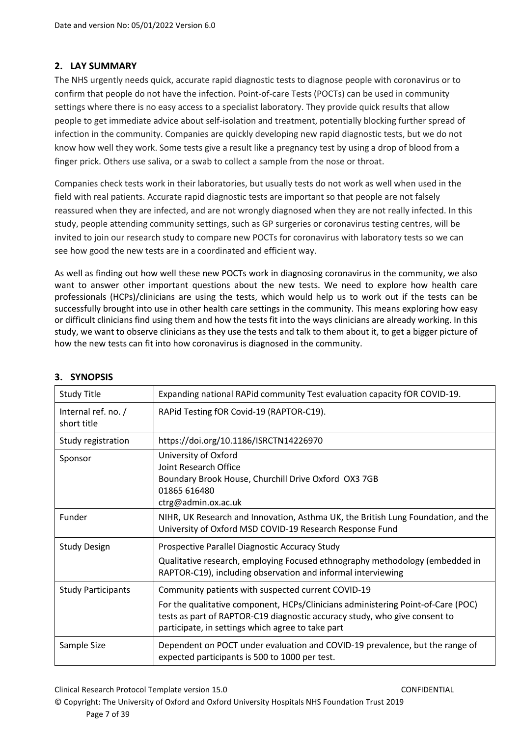## 2. LAY SUMMARY

The NHS urgently needs quick, accurate rapid diagnostic tests to diagnose people with coronavirus or to confirm that people do not have the infection. Point-of-care Tests (POCTs) can be used in community settings where there is no easy access to a specialist laboratory. They provide quick results that allow people to get immediate advice about self-isolation and treatment, potentially blocking further spread of infection in the community. Companies are quickly developing new rapid diagnostic tests, but we do not know how well they work. Some tests give a result like a pregnancy test by using a drop of blood from a finger prick. Others use saliva, or a swab to collect a sample from the nose or throat.

Companies check tests work in their laboratories, but usually tests do not work as well when used in the field with real patients. Accurate rapid diagnostic tests are important so that people are not falsely reassured when they are infected, and are not wrongly diagnosed when they are not really infected. In this study, people attending community settings, such as GP surgeries or coronavirus testing centres, will be invited to join our research study to compare new POCTs for coronavirus with laboratory tests so we can see how good the new tests are in a coordinated and efficient way.

As well as finding out how well these new POCTs work in diagnosing coronavirus in the community, we also want to answer other important questions about the new tests. We need to explore how health care professionals (HCPs)/clinicians are using the tests, which would help us to work out if the tests can be successfully brought into use in other health care settings in the community. This means exploring how easy or difficult clinicians find using them and how the tests fit into the ways clinicians are already working. In this study, we want to observe clinicians as they use the tests and talk to them about it, to get a bigger picture of how the new tests can fit into how coronavirus is diagnosed in the community.

## 3. SYNOPSIS

| Study Title | Expanding national RAPid community Test evaluation capacity fOR COVID-19. |
|---|---|
| Internal ref. no. / short title | RAPid Testing fOR Covid-19 (RAPTOR-C19). |
| Study registration | https://doi.org/10.1186/ISRCTN14226970 |
| Sponsor | University of Oxford<br>Joint Research Office<br>Boundary Brook House, Churchill Drive Oxford OX3 7GB<br>01865 616480<br>ctrg@admin.ox.ac.uk |
| Funder | NIHR, UK Research and Innovation, Asthma UK, the British Lung Foundation, and the University of Oxford MSD COVID-19 Research Response Fund |
| Study Design | Prospective Parallel Diagnostic Accuracy Study<br>Qualitative research, employing Focused ethnography methodology (embedded in RAPTOR-C19), including observation and informal interviewing |
| Study Participants | Community patients with suspected current COVID-19<br>For the qualitative component, HCPs/Clinicians administering Point-of-Care (POC) tests as part of RAPTOR-C19 diagnostic accuracy study, who give consent to participate, in settings which agree to take part |
| Sample Size | Dependent on POCT under evaluation and COVID-19 prevalence, but the range of expected participants is 500 to 1000 per test. |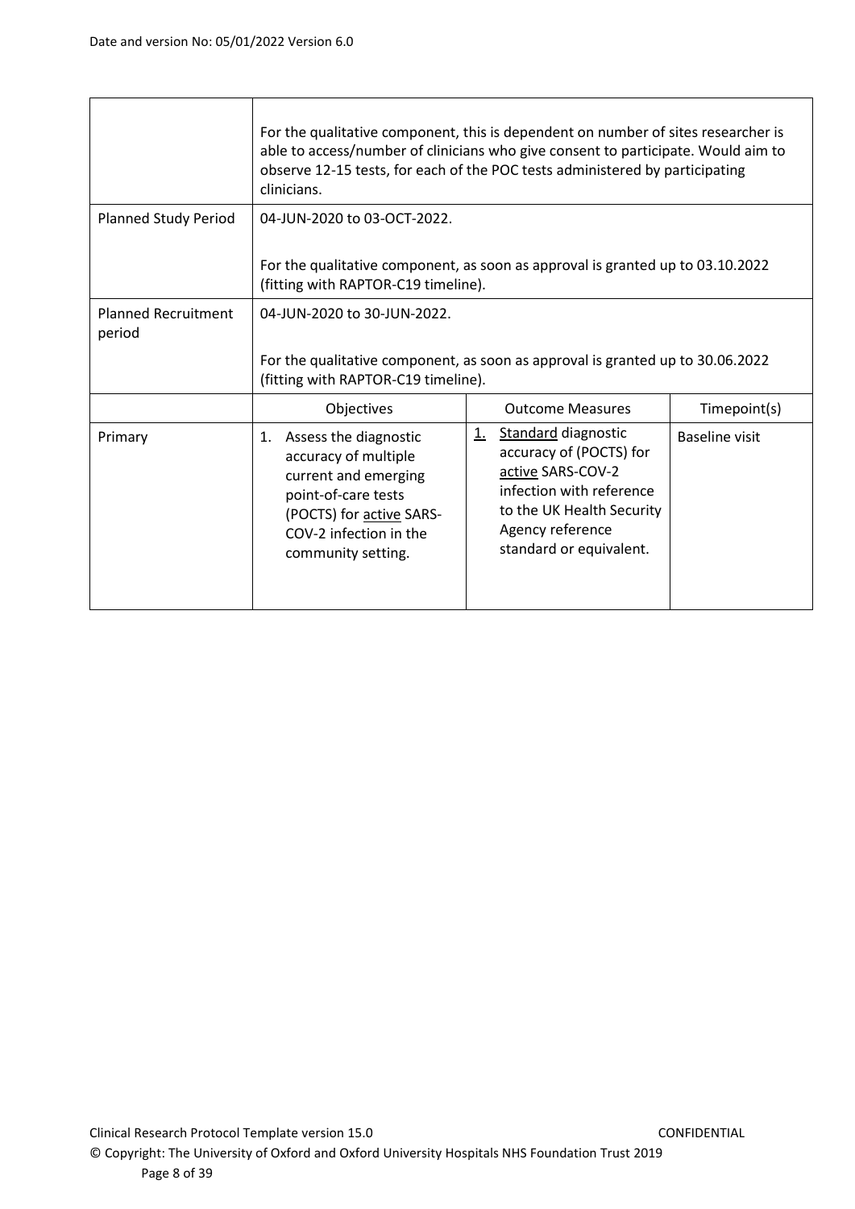| | For the qualitative component, this is dependent on number of sites researcher is able to access/number of clinicians who give consent to participate. Would aim to observe 12-15 tests, for each of the POC tests administered by participating clinicians. | | |
|---|---|---|---|
| Planned Study Period | 04-JUN-2020 to 03-OCT-2022.<br><br>For the qualitative component, as soon as approval is granted up to 03.10.2022 (fitting with RAPTOR-C19 timeline). | | |
| Planned Recruitment period | 04-JUN-2020 to 30-JUN-2022.<br><br>For the qualitative component, as soon as approval is granted up to 30.06.2022 (fitting with RAPTOR-C19 timeline). | | |
| | Objectives | Outcome Measures | Timepoint(s) |
| Primary | 1. Assess the diagnostic accuracy of multiple current and emerging point-of-care tests (POCTS) for active SARS-COV-2 infection in the community setting. | 1. Standard diagnostic accuracy of (POCTS) for active SARS-COV-2 infection with reference to the UK Health Security Agency reference standard or equivalent. | Baseline visit |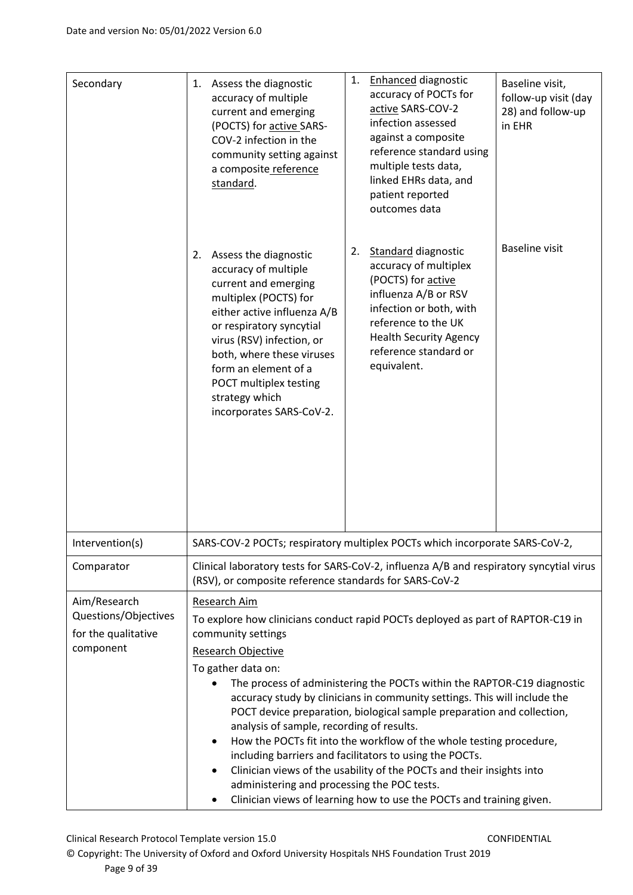| Secondary | 1. Assess the diagnostic accuracy of multiple current and emerging (POCTS) for active SARS-COV-2 infection in the community setting against a composite reference standard. | 1. Enhanced diagnostic accuracy of POCTs for active SARS-COV-2 infection assessed against a composite reference standard using multiple tests data, linked EHRs data, and patient reported outcomes data | Baseline visit, follow-up visit (day 28) and follow-up in EHR |
|---|---|---|---|
| | 2. Assess the diagnostic accuracy of multiple current and emerging multiplex (POCTS) for either active influenza A/B or respiratory syncytial virus (RSV) infection, or both, where these viruses form an element of a POCT multiplex testing strategy which incorporates SARS-CoV-2. | 2. Standard diagnostic accuracy of multiplex (POCTS) for active influenza A/B or RSV infection or both, with reference to the UK Health Security Agency reference standard or equivalent. | Baseline visit |
| Intervention(s) | SARS-COV-2 POCTs; respiratory multiplex POCTs which incorporate SARS-CoV-2, | | |
| Comparator | Clinical laboratory tests for SARS-CoV-2, influenza A/B and respiratory syncytial virus (RSV), or composite reference standards for SARS-CoV-2 | | |
| Aim/Research Questions/Objectives for the qualitative component | Research Aim<br>To explore how clinicians conduct rapid POCTs deployed as part of RAPTOR-C19 in community settings<br>Research Objective<br>To gather data on:<br>• The process of administering the POCTs within the RAPTOR-C19 diagnostic accuracy study by clinicians in community settings. This will include the POCT device preparation, biological sample preparation and collection, analysis of sample, recording of results.<br>• How the POCTs fit into the workflow of the whole testing procedure, including barriers and facilitators to using the POCTs.<br>• Clinician views of the usability of the POCTs and their insights into administering and processing the POC tests.<br>• Clinician views of learning how to use the POCTs and training given. | | |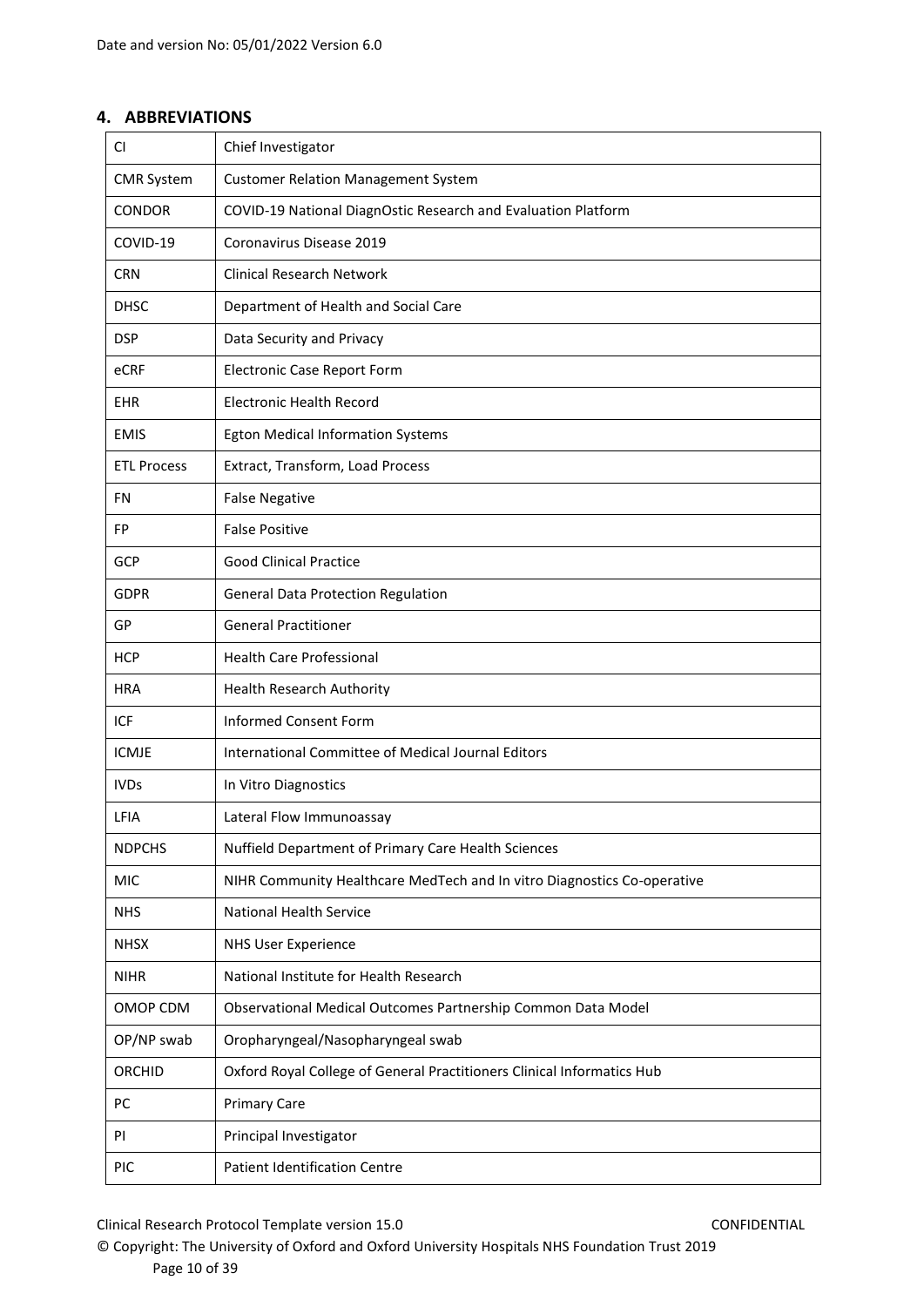## 4. ABBREVIATIONS

| | |
|---|---|
| CI | Chief Investigator |
| CMR System | Customer Relation Management System |
| CONDOR | COVID-19 National DiagnOstic Research and Evaluation Platform |
| COVID-19 | Coronavirus Disease 2019 |
| CRN | Clinical Research Network |
| DHSC | Department of Health and Social Care |
| DSP | Data Security and Privacy |
| eCRF | Electronic Case Report Form |
| EHR | Electronic Health Record |
| EMIS | Egton Medical Information Systems |
| ETL Process | Extract, Transform, Load Process |
| FN | False Negative |
| FP | False Positive |
| GCP | Good Clinical Practice |
| GDPR | General Data Protection Regulation |
| GP | General Practitioner |
| HCP | Health Care Professional |
| HRA | Health Research Authority |
| ICF | Informed Consent Form |
| ICMJE | International Committee of Medical Journal Editors |
| IVDs | In Vitro Diagnostics |
| LFIA | Lateral Flow Immunoassay |
| NDPCHS | Nuffield Department of Primary Care Health Sciences |
| MIC | NIHR Community Healthcare MedTech and In vitro Diagnostics Co-operative |
| NHS | National Health Service |
| NHSX | NHS User Experience |
| NIHR | National Institute for Health Research |
| OMOP CDM | Observational Medical Outcomes Partnership Common Data Model |
| OP/NP swab | Oropharyngeal/Nasopharyngeal swab |
| ORCHID | Oxford Royal College of General Practitioners Clinical Informatics Hub |
| PC | Primary Care |
| PI | Principal Investigator |
| PIC | Patient Identification Centre |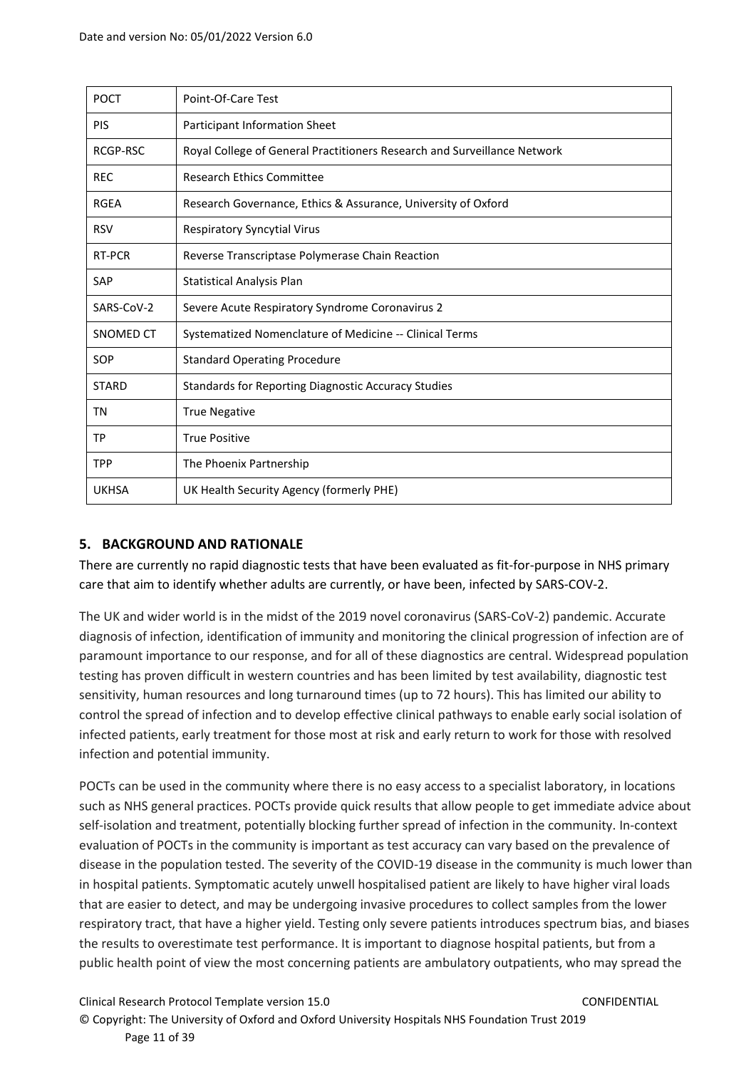| POCT | Point-Of-Care Test |
|---|---|
| PIS | Participant Information Sheet |
| RCGP-RSC | Royal College of General Practitioners Research and Surveillance Network |
| REC | Research Ethics Committee |
| RGEA | Research Governance, Ethics & Assurance, University of Oxford |
| RSV | Respiratory Syncytial Virus |
| RT-PCR | Reverse Transcriptase Polymerase Chain Reaction |
| SAP | Statistical Analysis Plan |
| SARS-CoV-2 | Severe Acute Respiratory Syndrome Coronavirus 2 |
| SNOMED CT | Systematized Nomenclature of Medicine -- Clinical Terms |
| SOP | Standard Operating Procedure |
| STARD | Standards for Reporting Diagnostic Accuracy Studies |
| TN | True Negative |
| TP | True Positive |
| TPP | The Phoenix Partnership |
| UKHSA | UK Health Security Agency (formerly PHE) |

## 5. BACKGROUND AND RATIONALE

There are currently no rapid diagnostic tests that have been evaluated as fit-for-purpose in NHS primary care that aim to identify whether adults are currently, or have been, infected by SARS-COV-2.

The UK and wider world is in the midst of the 2019 novel coronavirus (SARS-CoV-2) pandemic. Accurate diagnosis of infection, identification of immunity and monitoring the clinical progression of infection are of paramount importance to our response, and for all of these diagnostics are central. Widespread population testing has proven difficult in western countries and has been limited by test availability, diagnostic test sensitivity, human resources and long turnaround times (up to 72 hours). This has limited our ability to control the spread of infection and to develop effective clinical pathways to enable early social isolation of infected patients, early treatment for those most at risk and early return to work for those with resolved infection and potential immunity.

POCTs can be used in the community where there is no easy access to a specialist laboratory, in locations such as NHS general practices. POCTs provide quick results that allow people to get immediate advice about self-isolation and treatment, potentially blocking further spread of infection in the community. In-context evaluation of POCTs in the community is important as test accuracy can vary based on the prevalence of disease in the population tested. The severity of the COVID-19 disease in the community is much lower than in hospital patients. Symptomatic acutely unwell hospitalised patient are likely to have higher viral loads that are easier to detect, and may be undergoing invasive procedures to collect samples from the lower respiratory tract, that have a higher yield. Testing only severe patients introduces spectrum bias, and biases the results to overestimate test performance. It is important to diagnose hospital patients, but from a public health point of view the most concerning patients are ambulatory outpatients, who may spread the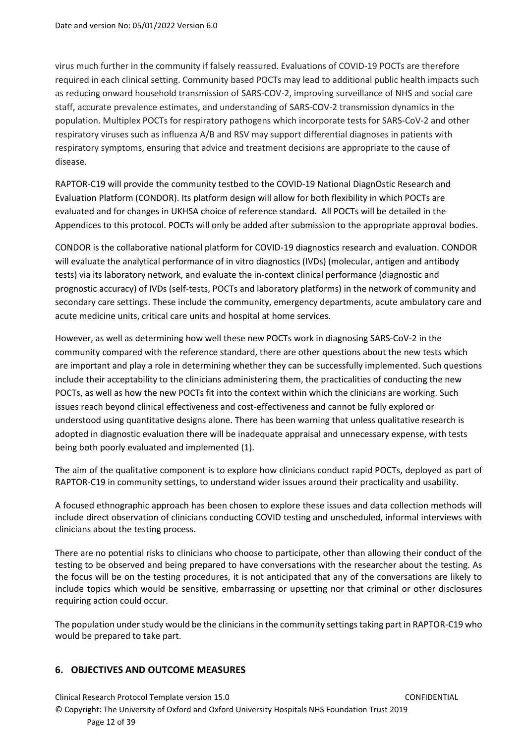virus much further in the community if falsely reassured. Evaluations of COVID-19 POCTs are therefore required in each clinical setting. Community based POCTs may lead to additional public health impacts such as reducing onward household transmission of SARS-COV-2, improving surveillance of NHS and social care staff, accurate prevalence estimates, and understanding of SARS-COV-2 transmission dynamics in the population. Multiplex POCTs for respiratory pathogens which incorporate tests for SARS-CoV-2 and other respiratory viruses such as influenza A/B and RSV may support differential diagnoses in patients with respiratory symptoms, ensuring that advice and treatment decisions are appropriate to the cause of disease.

RAPTOR-C19 will provide the community testbed to the COVID-19 National DiagnOstic Research and Evaluation Platform (CONDOR). Its platform design will allow for both flexibility in which POCTs are evaluated and for changes in UKHSA choice of reference standard. All POCTs will be detailed in the Appendices to this protocol. POCTs will only be added after submission to the appropriate approval bodies.

CONDOR is the collaborative national platform for COVID-19 diagnostics research and evaluation. CONDOR will evaluate the analytical performance of in vitro diagnostics (IVDs) (molecular, antigen and antibody tests) via its laboratory network, and evaluate the in-context clinical performance (diagnostic and prognostic accuracy) of IVDs (self-tests, POCTs and laboratory platforms) in the network of community and secondary care settings. These include the community, emergency departments, acute ambulatory care and acute medicine units, critical care units and hospital at home services.

However, as well as determining how well these new POCTs work in diagnosing SARS-CoV-2 in the community compared with the reference standard, there are other questions about the new tests which are important and play a role in determining whether they can be successfully implemented. Such questions include their acceptability to the clinicians administering them, the practicalities of conducting the new POCTs, as well as how the new POCTs fit into the context within which the clinicians are working. Such issues reach beyond clinical effectiveness and cost-effectiveness and cannot be fully explored or understood using quantitative designs alone. There has been warning that unless qualitative research is adopted in diagnostic evaluation there will be inadequate appraisal and unnecessary expense, with tests being both poorly evaluated and implemented (1).

The aim of the qualitative component is to explore how clinicians conduct rapid POCTs, deployed as part of RAPTOR-C19 in community settings, to understand wider issues around their practicality and usability.

A focused ethnographic approach has been chosen to explore these issues and data collection methods will include direct observation of clinicians conducting COVID testing and unscheduled, informal interviews with clinicians about the testing process.

There are no potential risks to clinicians who choose to participate, other than allowing their conduct of the testing to be observed and being prepared to have conversations with the researcher about the testing. As the focus will be on the testing procedures, it is not anticipated that any of the conversations are likely to include topics which would be sensitive, embarrassing or upsetting nor that criminal or other disclosures requiring action could occur.

The population under study would be the clinicians in the community settings taking part in RAPTOR-C19 who would be prepared to take part.

## 6. OBJECTIVES AND OUTCOME MEASURES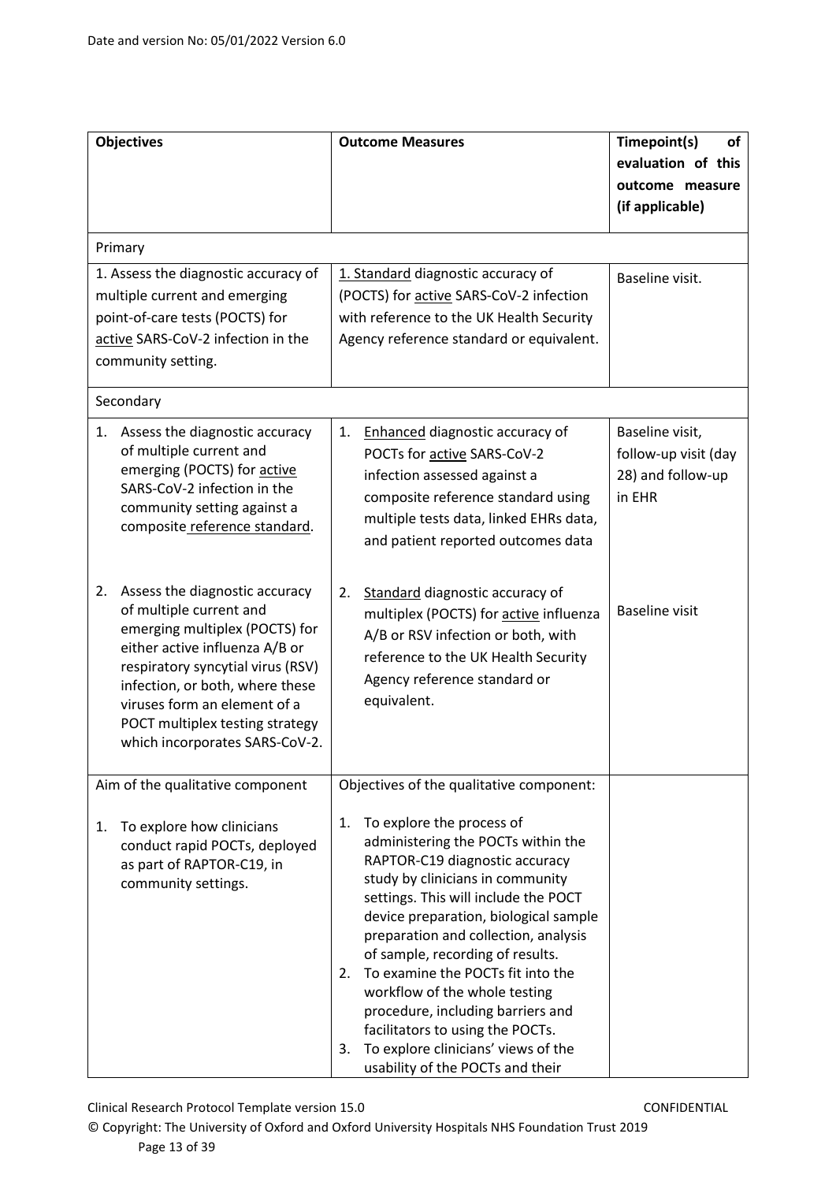| Objectives | Outcome Measures | Timepoint(s) of evaluation of this outcome measure (if applicable) |
|---|---|---|
| Primary | | |
| 1. Assess the diagnostic accuracy of multiple current and emerging point-of-care tests (POCTS) for active SARS-CoV-2 infection in the community setting. | 1. Standard diagnostic accuracy of (POCTS) for active SARS-CoV-2 infection with reference to the UK Health Security Agency reference standard or equivalent. | Baseline visit. |
| Secondary | | |
| 1. Assess the diagnostic accuracy of multiple current and emerging (POCTS) for active SARS-CoV-2 infection in the community setting against a composite reference standard. | 1. Enhanced diagnostic accuracy of POCTs for active SARS-CoV-2 infection assessed against a composite reference standard using multiple tests data, linked EHRs data, and patient reported outcomes data | Baseline visit, follow-up visit (day 28) and follow-up in EHR |
| 2. Assess the diagnostic accuracy of multiple current and emerging multiplex (POCTS) for either active influenza A/B or respiratory syncytial virus (RSV) infection, or both, where these viruses form an element of a POCT multiplex testing strategy which incorporates SARS-CoV-2. | 2. Standard diagnostic accuracy of multiplex (POCTS) for active influenza A/B or RSV infection or both, with reference to the UK Health Security Agency reference standard or equivalent. | Baseline visit |
| Aim of the qualitative component<br><br>1. To explore how clinicians conduct rapid POCTs, deployed as part of RAPTOR-C19, in community settings. | Objectives of the qualitative component:<br><br>1. To explore the process of administering the POCTs within the RAPTOR-C19 diagnostic accuracy study by clinicians in community settings. This will include the POCT device preparation, biological sample preparation and collection, analysis of sample, recording of results.<br>2. To examine the POCTs fit into the workflow of the whole testing procedure, including barriers and facilitators to using the POCTs.<br>3. To explore clinicians' views of the usability of the POCTs and their | |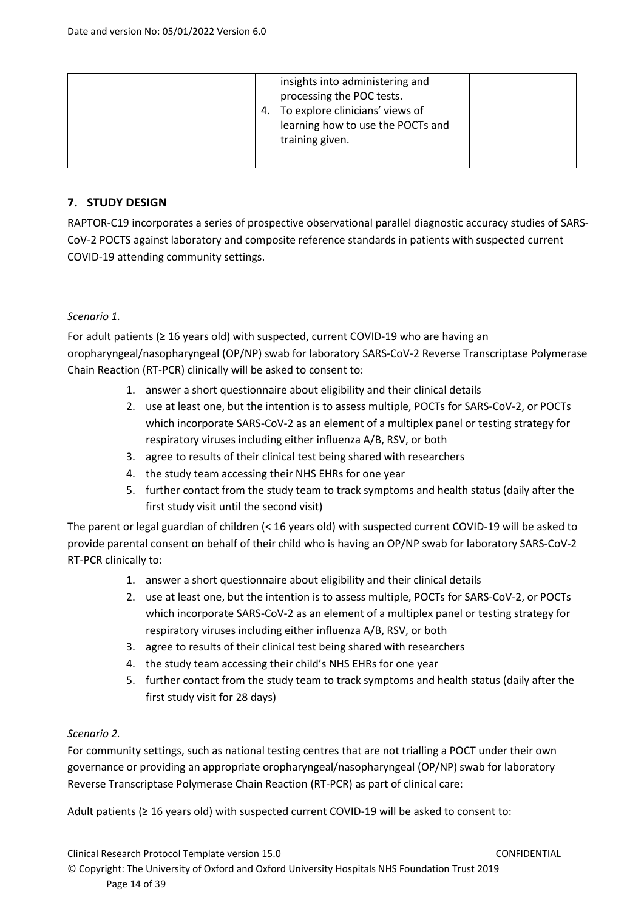|  | insights into administering and processing the POC tests.<br>4. To explore clinicians' views of learning how to use the POCTs and training given. |  |
|---|---|---|

## 7. STUDY DESIGN

RAPTOR-C19 incorporates a series of prospective observational parallel diagnostic accuracy studies of SARS-CoV-2 POCTS against laboratory and composite reference standards in patients with suspected current COVID-19 attending community settings.

*Scenario 1.*

For adult patients (≥ 16 years old) with suspected, current COVID-19 who are having an oropharyngeal/nasopharyngeal (OP/NP) swab for laboratory SARS-CoV-2 Reverse Transcriptase Polymerase Chain Reaction (RT-PCR) clinically will be asked to consent to:

1. answer a short questionnaire about eligibility and their clinical details
2. use at least one, but the intention is to assess multiple, POCTs for SARS-CoV-2, or POCTs which incorporate SARS-CoV-2 as an element of a multiplex panel or testing strategy for respiratory viruses including either influenza A/B, RSV, or both
3. agree to results of their clinical test being shared with researchers
4. the study team accessing their NHS EHRs for one year
5. further contact from the study team to track symptoms and health status (daily after the first study visit until the second visit)

The parent or legal guardian of children (< 16 years old) with suspected current COVID-19 will be asked to provide parental consent on behalf of their child who is having an OP/NP swab for laboratory SARS-CoV-2 RT-PCR clinically to:

1. answer a short questionnaire about eligibility and their clinical details
2. use at least one, but the intention is to assess multiple, POCTs for SARS-CoV-2, or POCTs which incorporate SARS-CoV-2 as an element of a multiplex panel or testing strategy for respiratory viruses including either influenza A/B, RSV, or both
3. agree to results of their clinical test being shared with researchers
4. the study team accessing their child's NHS EHRs for one year
5. further contact from the study team to track symptoms and health status (daily after the first study visit for 28 days)

*Scenario 2.*

For community settings, such as national testing centres that are not trialling a POCT under their own governance or providing an appropriate oropharyngeal/nasopharyngeal (OP/NP) swab for laboratory Reverse Transcriptase Polymerase Chain Reaction (RT-PCR) as part of clinical care:

Adult patients (≥ 16 years old) with suspected current COVID-19 will be asked to consent to: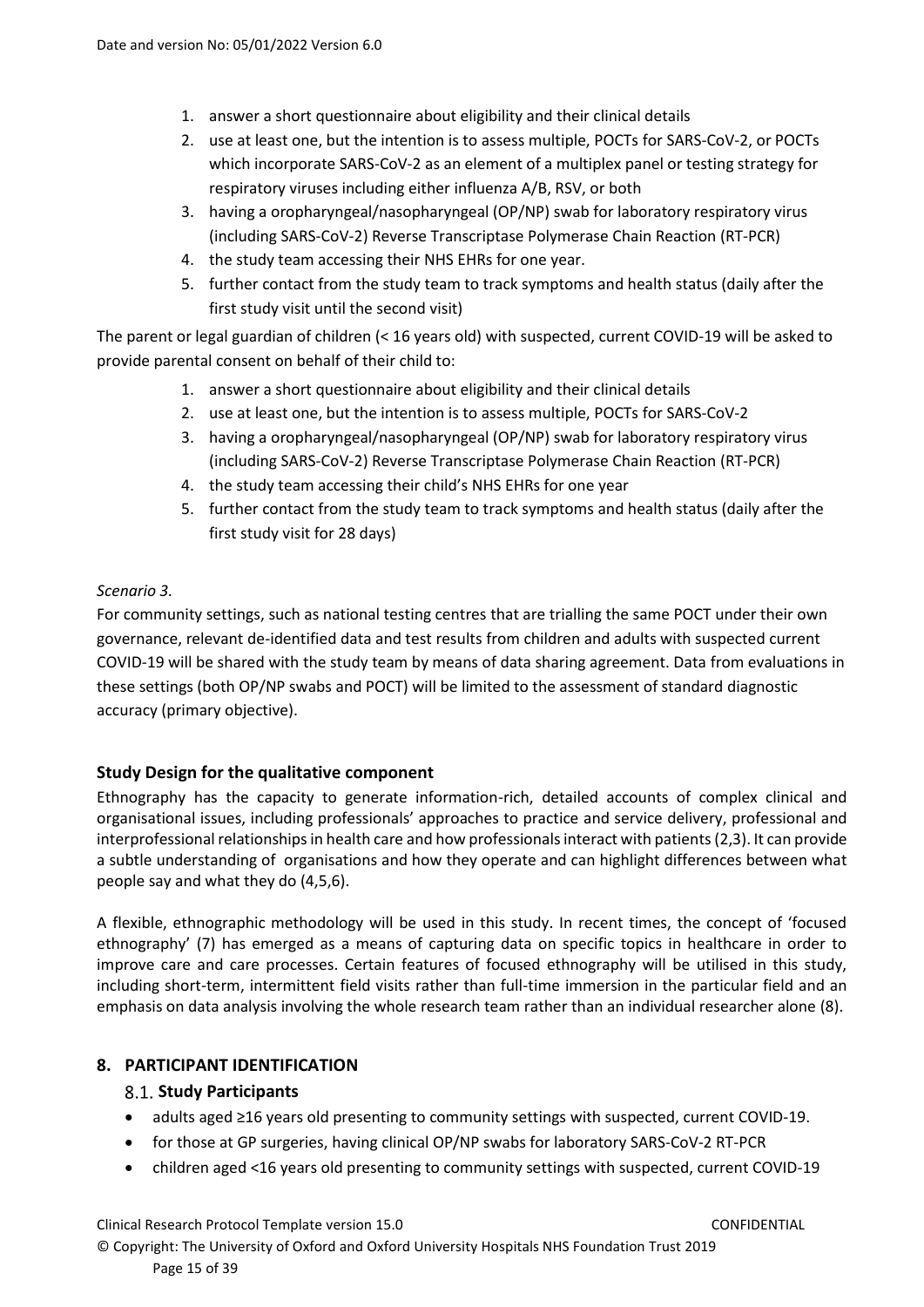1. answer a short questionnaire about eligibility and their clinical details
2. use at least one, but the intention is to assess multiple, POCTs for SARS-CoV-2, or POCTs which incorporate SARS-CoV-2 as an element of a multiplex panel or testing strategy for respiratory viruses including either influenza A/B, RSV, or both
3. having a oropharyngeal/nasopharyngeal (OP/NP) swab for laboratory respiratory virus (including SARS-CoV-2) Reverse Transcriptase Polymerase Chain Reaction (RT-PCR)
4. the study team accessing their NHS EHRs for one year.
5. further contact from the study team to track symptoms and health status (daily after the first study visit until the second visit)

The parent or legal guardian of children (< 16 years old) with suspected, current COVID-19 will be asked to provide parental consent on behalf of their child to:

1. answer a short questionnaire about eligibility and their clinical details
2. use at least one, but the intention is to assess multiple, POCTs for SARS-CoV-2
3. having a oropharyngeal/nasopharyngeal (OP/NP) swab for laboratory respiratory virus (including SARS-CoV-2) Reverse Transcriptase Polymerase Chain Reaction (RT-PCR)
4. the study team accessing their child's NHS EHRs for one year
5. further contact from the study team to track symptoms and health status (daily after the first study visit for 28 days)

*Scenario 3.*

For community settings, such as national testing centres that are trialling the same POCT under their own governance, relevant de-identified data and test results from children and adults with suspected current COVID-19 will be shared with the study team by means of data sharing agreement. Data from evaluations in these settings (both OP/NP swabs and POCT) will be limited to the assessment of standard diagnostic accuracy (primary objective).

### Study Design for the qualitative component

Ethnography has the capacity to generate information-rich, detailed accounts of complex clinical and organisational issues, including professionals' approaches to practice and service delivery, professional and interprofessional relationships in health care and how professionals interact with patients (2,3). It can provide a subtle understanding of organisations and how they operate and can highlight differences between what people say and what they do (4,5,6).

A flexible, ethnographic methodology will be used in this study. In recent times, the concept of 'focused ethnography' (7) has emerged as a means of capturing data on specific topics in healthcare in order to improve care and care processes. Certain features of focused ethnography will be utilised in this study, including short-term, intermittent field visits rather than full-time immersion in the particular field and an emphasis on data analysis involving the whole research team rather than an individual researcher alone (8).

## 8. PARTICIPANT IDENTIFICATION

### 8.1. Study Participants

- adults aged ≥16 years old presenting to community settings with suspected, current COVID-19.
- for those at GP surgeries, having clinical OP/NP swabs for laboratory SARS-CoV-2 RT-PCR
- children aged <16 years old presenting to community settings with suspected, current COVID-19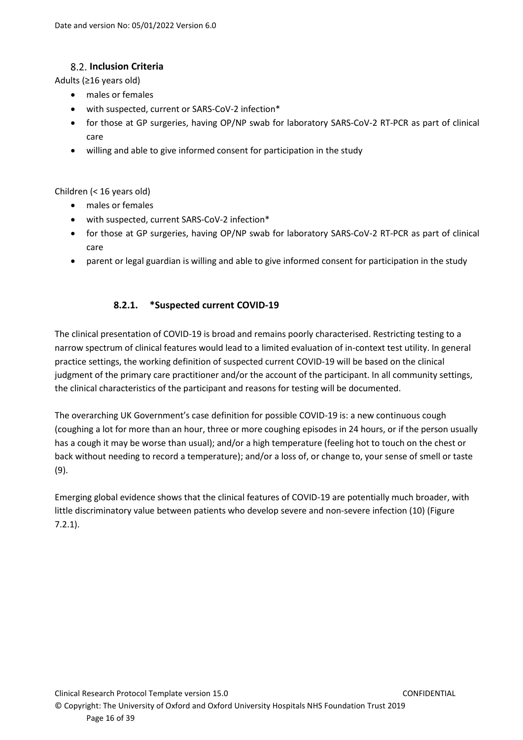## 8.2. Inclusion Criteria

Adults (≥16 years old)

- males or females
- with suspected, current or SARS-CoV-2 infection*
- for those at GP surgeries, having OP/NP swab for laboratory SARS-CoV-2 RT-PCR as part of clinical care
- willing and able to give informed consent for participation in the study

Children (< 16 years old)

- males or females
- with suspected, current SARS-CoV-2 infection*
- for those at GP surgeries, having OP/NP swab for laboratory SARS-CoV-2 RT-PCR as part of clinical care
- parent or legal guardian is willing and able to give informed consent for participation in the study

### 8.2.1. *Suspected current COVID-19

The clinical presentation of COVID-19 is broad and remains poorly characterised. Restricting testing to a narrow spectrum of clinical features would lead to a limited evaluation of in-context test utility. In general practice settings, the working definition of suspected current COVID-19 will be based on the clinical judgment of the primary care practitioner and/or the account of the participant. In all community settings, the clinical characteristics of the participant and reasons for testing will be documented.

The overarching UK Government's case definition for possible COVID-19 is: a new continuous cough (coughing a lot for more than an hour, three or more coughing episodes in 24 hours, or if the person usually has a cough it may be worse than usual); and/or a high temperature (feeling hot to touch on the chest or back without needing to record a temperature); and/or a loss of, or change to, your sense of smell or taste (9).

Emerging global evidence shows that the clinical features of COVID-19 are potentially much broader, with little discriminatory value between patients who develop severe and non-severe infection (10) (Figure 7.2.1).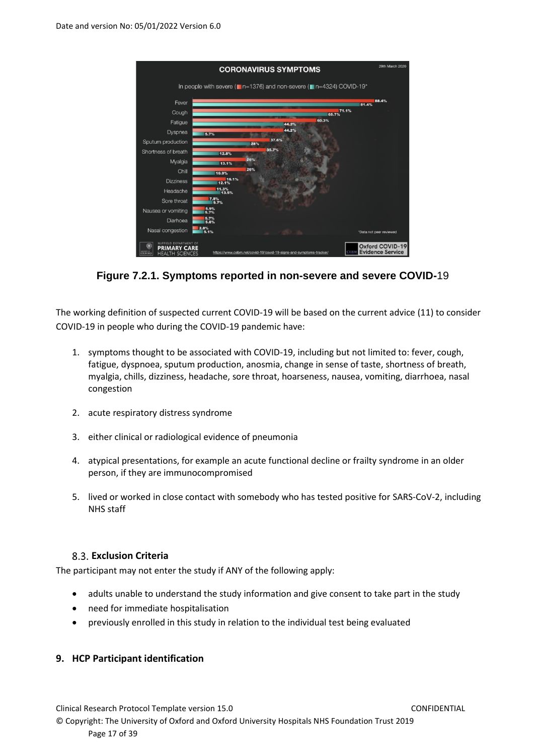Figure 7.2.1. **Symptoms reported in non-severe and severe COVID-**19

The working definition of suspected current COVID-19 will be based on the current advice (11) to consider COVID-19 in people who during the COVID-19 pandemic have:

1. symptoms thought to be associated with COVID-19, including but not limited to: fever, cough, fatigue, dyspnoea, sputum production, anosmia, change in sense of taste, shortness of breath, myalgia, chills, dizziness, headache, sore throat, hoarseness, nausea, vomiting, diarrhoea, nasal congestion
2. acute respiratory distress syndrome
3. either clinical or radiological evidence of pneumonia
4. atypical presentations, for example an acute functional decline or frailty syndrome in an older person, if they are immunocompromised
5. lived or worked in close contact with somebody who has tested positive for SARS-CoV-2, including NHS staff

### 8.3. Exclusion Criteria

The participant may not enter the study if ANY of the following apply:

- adults unable to understand the study information and give consent to take part in the study
- need for immediate hospitalisation
- previously enrolled in this study in relation to the individual test being evaluated

## 9. HCP Participant identification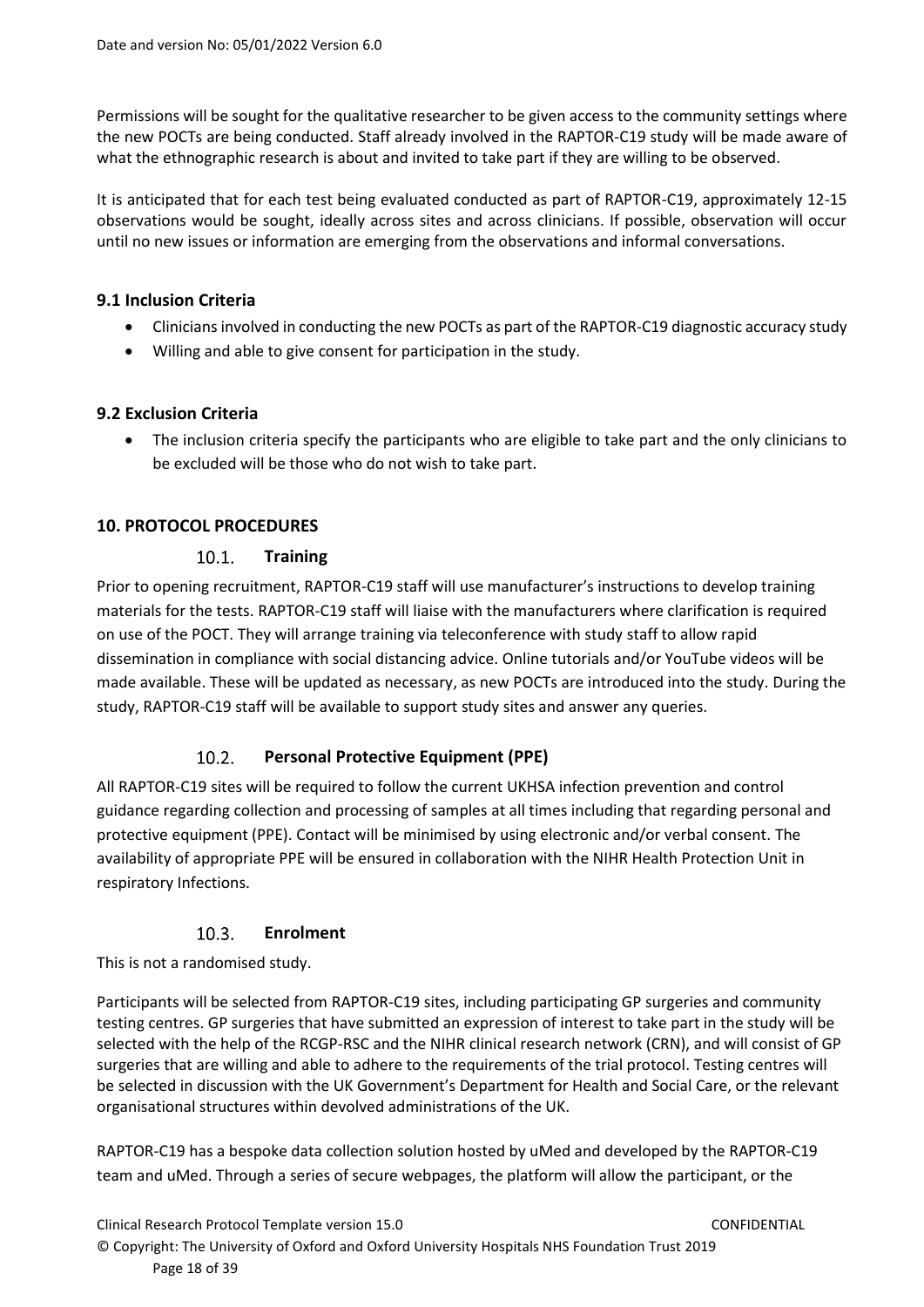Permissions will be sought for the qualitative researcher to be given access to the community settings where the new POCTs are being conducted. Staff already involved in the RAPTOR-C19 study will be made aware of what the ethnographic research is about and invited to take part if they are willing to be observed.

It is anticipated that for each test being evaluated conducted as part of RAPTOR-C19, approximately 12-15 observations would be sought, ideally across sites and across clinicians. If possible, observation will occur until no new issues or information are emerging from the observations and informal conversations.

### 9.1 Inclusion Criteria

- Clinicians involved in conducting the new POCTs as part of the RAPTOR-C19 diagnostic accuracy study
- Willing and able to give consent for participation in the study.

### 9.2 Exclusion Criteria

- The inclusion criteria specify the participants who are eligible to take part and the only clinicians to be excluded will be those who do not wish to take part.

## 10. PROTOCOL PROCEDURES

### 10.1. Training

Prior to opening recruitment, RAPTOR-C19 staff will use manufacturer's instructions to develop training materials for the tests. RAPTOR-C19 staff will liaise with the manufacturers where clarification is required on use of the POCT. They will arrange training via teleconference with study staff to allow rapid dissemination in compliance with social distancing advice. Online tutorials and/or YouTube videos will be made available. These will be updated as necessary, as new POCTs are introduced into the study. During the study, RAPTOR-C19 staff will be available to support study sites and answer any queries.

### 10.2. Personal Protective Equipment (PPE)

All RAPTOR-C19 sites will be required to follow the current UKHSA infection prevention and control guidance regarding collection and processing of samples at all times including that regarding personal and protective equipment (PPE). Contact will be minimised by using electronic and/or verbal consent. The availability of appropriate PPE will be ensured in collaboration with the NIHR Health Protection Unit in respiratory Infections.

### 10.3. Enrolment

This is not a randomised study.

Participants will be selected from RAPTOR-C19 sites, including participating GP surgeries and community testing centres. GP surgeries that have submitted an expression of interest to take part in the study will be selected with the help of the RCGP-RSC and the NIHR clinical research network (CRN), and will consist of GP surgeries that are willing and able to adhere to the requirements of the trial protocol. Testing centres will be selected in discussion with the UK Government's Department for Health and Social Care, or the relevant organisational structures within devolved administrations of the UK.

RAPTOR-C19 has a bespoke data collection solution hosted by uMed and developed by the RAPTOR-C19 team and uMed. Through a series of secure webpages, the platform will allow the participant, or the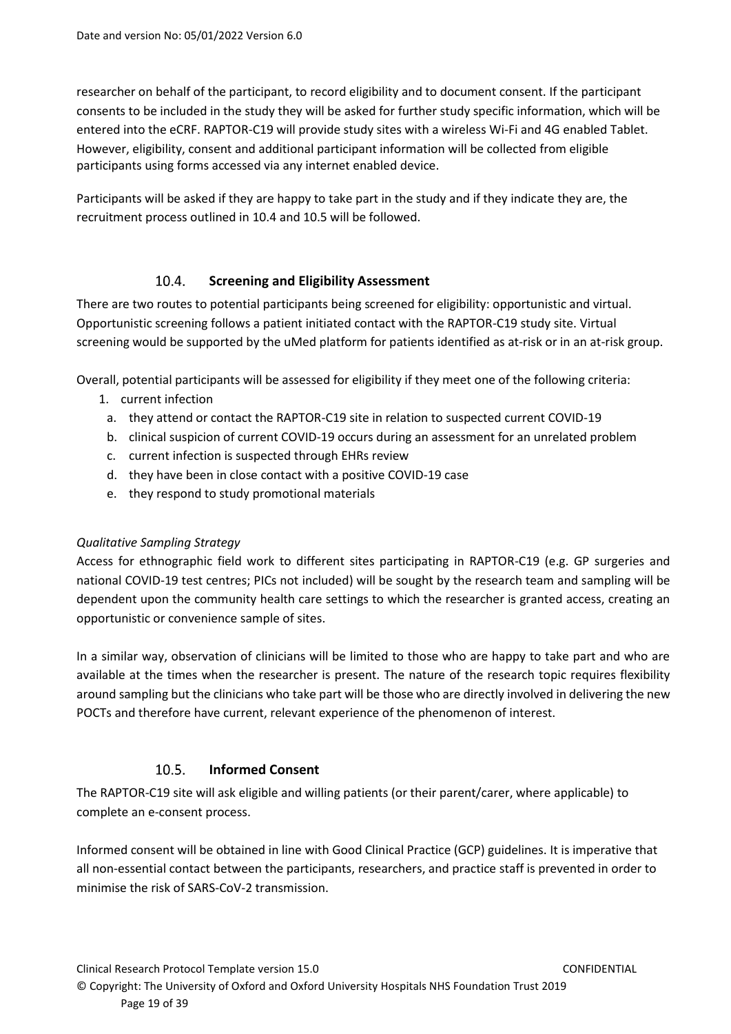researcher on behalf of the participant, to record eligibility and to document consent. If the participant consents to be included in the study they will be asked for further study specific information, which will be entered into the eCRF. RAPTOR-C19 will provide study sites with a wireless Wi-Fi and 4G enabled Tablet. However, eligibility, consent and additional participant information will be collected from eligible participants using forms accessed via any internet enabled device.

Participants will be asked if they are happy to take part in the study and if they indicate they are, the recruitment process outlined in 10.4 and 10.5 will be followed.

### 10.4. Screening and Eligibility Assessment

There are two routes to potential participants being screened for eligibility: opportunistic and virtual. Opportunistic screening follows a patient initiated contact with the RAPTOR-C19 study site. Virtual screening would be supported by the uMed platform for patients identified as at-risk or in an at-risk group.

Overall, potential participants will be assessed for eligibility if they meet one of the following criteria:

1. current infection
   a. they attend or contact the RAPTOR-C19 site in relation to suspected current COVID-19
   b. clinical suspicion of current COVID-19 occurs during an assessment for an unrelated problem
   c. current infection is suspected through EHRs review
   d. they have been in close contact with a positive COVID-19 case
   e. they respond to study promotional materials

*Qualitative Sampling Strategy*

Access for ethnographic field work to different sites participating in RAPTOR-C19 (e.g. GP surgeries and national COVID-19 test centres; PICs not included) will be sought by the research team and sampling will be dependent upon the community health care settings to which the researcher is granted access, creating an opportunistic or convenience sample of sites.

In a similar way, observation of clinicians will be limited to those who are happy to take part and who are available at the times when the researcher is present. The nature of the research topic requires flexibility around sampling but the clinicians who take part will be those who are directly involved in delivering the new POCTs and therefore have current, relevant experience of the phenomenon of interest.

### 10.5. Informed Consent

The RAPTOR-C19 site will ask eligible and willing patients (or their parent/carer, where applicable) to complete an e-consent process.

Informed consent will be obtained in line with Good Clinical Practice (GCP) guidelines. It is imperative that all non-essential contact between the participants, researchers, and practice staff is prevented in order to minimise the risk of SARS-CoV-2 transmission.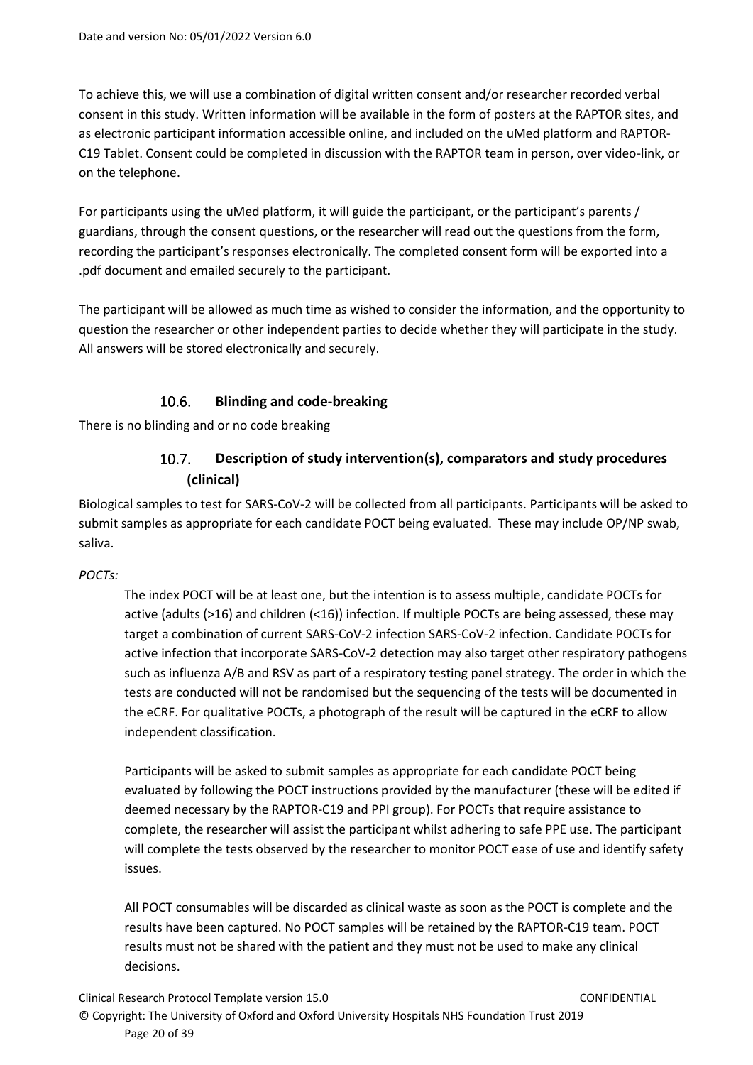To achieve this, we will use a combination of digital written consent and/or researcher recorded verbal consent in this study. Written information will be available in the form of posters at the RAPTOR sites, and as electronic participant information accessible online, and included on the uMed platform and RAPTOR-C19 Tablet. Consent could be completed in discussion with the RAPTOR team in person, over video-link, or on the telephone.

For participants using the uMed platform, it will guide the participant, or the participant's parents / guardians, through the consent questions, or the researcher will read out the questions from the form, recording the participant's responses electronically. The completed consent form will be exported into a .pdf document and emailed securely to the participant.

The participant will be allowed as much time as wished to consider the information, and the opportunity to question the researcher or other independent parties to decide whether they will participate in the study. All answers will be stored electronically and securely.

### 10.6. Blinding and code-breaking

There is no blinding and or no code breaking

### 10.7. Description of study intervention(s), comparators and study procedures (clinical)

Biological samples to test for SARS-CoV-2 will be collected from all participants. Participants will be asked to submit samples as appropriate for each candidate POCT being evaluated. These may include OP/NP swab, saliva.

*POCTs:*

The index POCT will be at least one, but the intention is to assess multiple, candidate POCTs for active (adults (≥16) and children (<16)) infection. If multiple POCTs are being assessed, these may target a combination of current SARS-CoV-2 infection SARS-CoV-2 infection. Candidate POCTs for active infection that incorporate SARS-CoV-2 detection may also target other respiratory pathogens such as influenza A/B and RSV as part of a respiratory testing panel strategy. The order in which the tests are conducted will not be randomised but the sequencing of the tests will be documented in the eCRF. For qualitative POCTs, a photograph of the result will be captured in the eCRF to allow independent classification.

Participants will be asked to submit samples as appropriate for each candidate POCT being evaluated by following the POCT instructions provided by the manufacturer (these will be edited if deemed necessary by the RAPTOR-C19 and PPI group). For POCTs that require assistance to complete, the researcher will assist the participant whilst adhering to safe PPE use. The participant will complete the tests observed by the researcher to monitor POCT ease of use and identify safety issues.

All POCT consumables will be discarded as clinical waste as soon as the POCT is complete and the results have been captured. No POCT samples will be retained by the RAPTOR-C19 team. POCT results must not be shared with the patient and they must not be used to make any clinical decisions.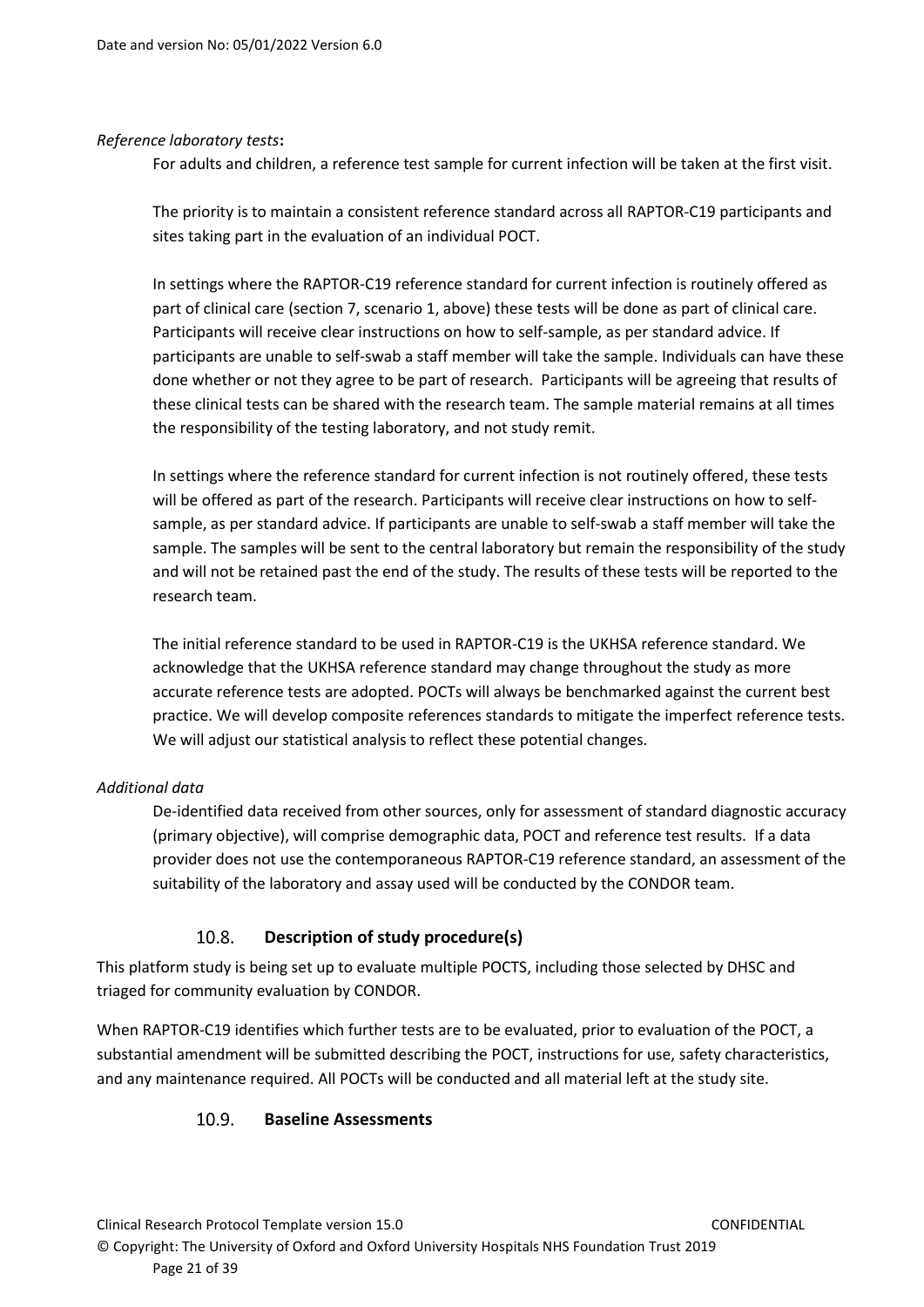*Reference laboratory tests***:**

For adults and children, a reference test sample for current infection will be taken at the first visit.

The priority is to maintain a consistent reference standard across all RAPTOR-C19 participants and sites taking part in the evaluation of an individual POCT.

In settings where the RAPTOR-C19 reference standard for current infection is routinely offered as part of clinical care (section 7, scenario 1, above) these tests will be done as part of clinical care. Participants will receive clear instructions on how to self-sample, as per standard advice. If participants are unable to self-swab a staff member will take the sample. Individuals can have these done whether or not they agree to be part of research. Participants will be agreeing that results of these clinical tests can be shared with the research team. The sample material remains at all times the responsibility of the testing laboratory, and not study remit.

In settings where the reference standard for current infection is not routinely offered, these tests will be offered as part of the research. Participants will receive clear instructions on how to self-sample, as per standard advice. If participants are unable to self-swab a staff member will take the sample. The samples will be sent to the central laboratory but remain the responsibility of the study and will not be retained past the end of the study. The results of these tests will be reported to the research team.

The initial reference standard to be used in RAPTOR-C19 is the UKHSA reference standard. We acknowledge that the UKHSA reference standard may change throughout the study as more accurate reference tests are adopted. POCTs will always be benchmarked against the current best practice. We will develop composite references standards to mitigate the imperfect reference tests. We will adjust our statistical analysis to reflect these potential changes.

*Additional data*

De-identified data received from other sources, only for assessment of standard diagnostic accuracy (primary objective), will comprise demographic data, POCT and reference test results. If a data provider does not use the contemporaneous RAPTOR-C19 reference standard, an assessment of the suitability of the laboratory and assay used will be conducted by the CONDOR team.

### 10.8. Description of study procedure(s)

This platform study is being set up to evaluate multiple POCTS, including those selected by DHSC and triaged for community evaluation by CONDOR.

When RAPTOR-C19 identifies which further tests are to be evaluated, prior to evaluation of the POCT, a substantial amendment will be submitted describing the POCT, instructions for use, safety characteristics, and any maintenance required. All POCTs will be conducted and all material left at the study site.

### 10.9. Baseline Assessments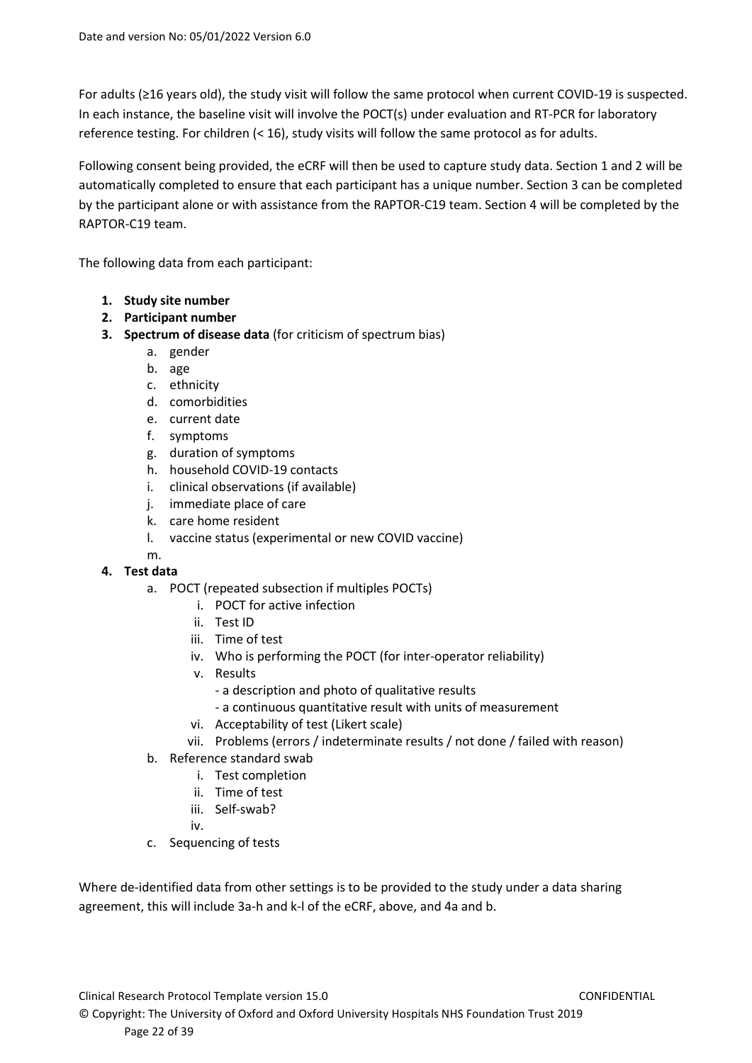For adults (≥16 years old), the study visit will follow the same protocol when current COVID-19 is suspected. In each instance, the baseline visit will involve the POCT(s) under evaluation and RT-PCR for laboratory reference testing. For children (< 16), study visits will follow the same protocol as for adults.

Following consent being provided, the eCRF will then be used to capture study data. Section 1 and 2 will be automatically completed to ensure that each participant has a unique number. Section 3 can be completed by the participant alone or with assistance from the RAPTOR-C19 team. Section 4 will be completed by the RAPTOR-C19 team.

The following data from each participant:

1. **Study site number**
2. **Participant number**
3. **Spectrum of disease data** (for criticism of spectrum bias)
    a. gender
    b. age
    c. ethnicity
    d. comorbidities
    e. current date
    f. symptoms
    g. duration of symptoms
    h. household COVID-19 contacts
    i. clinical observations (if available)
    j. immediate place of care
    k. care home resident
    l. vaccine status (experimental or new COVID vaccine)
    m.
4. **Test data**
    a. POCT (repeated subsection if multiples POCTs)
        i. POCT for active infection
        ii. Test ID
        iii. Time of test
        iv. Who is performing the POCT (for inter-operator reliability)
        v. Results
            - a description and photo of qualitative results
            - a continuous quantitative result with units of measurement
        vi. Acceptability of test (Likert scale)
        vii. Problems (errors / indeterminate results / not done / failed with reason)
    b. Reference standard swab
        i. Test completion
        ii. Time of test
        iii. Self-swab?
        iv.
    c. Sequencing of tests

Where de-identified data from other settings is to be provided to the study under a data sharing agreement, this will include 3a-h and k-l of the eCRF, above, and 4a and b.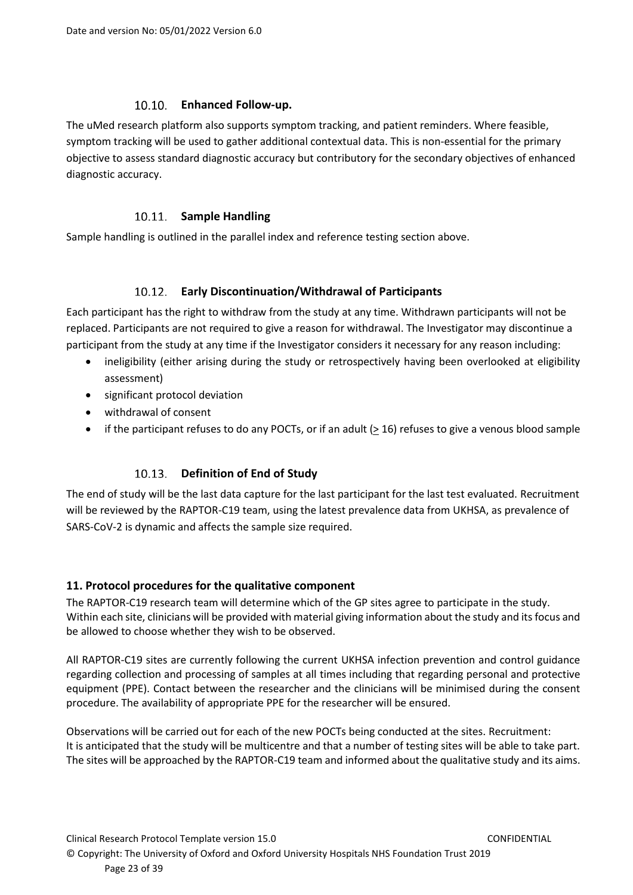### 10.10. Enhanced Follow-up.

The uMed research platform also supports symptom tracking, and patient reminders. Where feasible, symptom tracking will be used to gather additional contextual data. This is non-essential for the primary objective to assess standard diagnostic accuracy but contributory for the secondary objectives of enhanced diagnostic accuracy.

### 10.11. Sample Handling

Sample handling is outlined in the parallel index and reference testing section above.

### 10.12. Early Discontinuation/Withdrawal of Participants

Each participant has the right to withdraw from the study at any time. Withdrawn participants will not be replaced. Participants are not required to give a reason for withdrawal. The Investigator may discontinue a participant from the study at any time if the Investigator considers it necessary for any reason including:

- ineligibility (either arising during the study or retrospectively having been overlooked at eligibility assessment)
- significant protocol deviation
- withdrawal of consent
- if the participant refuses to do any POCTs, or if an adult ($\geq$ 16) refuses to give a venous blood sample

### 10.13. Definition of End of Study

The end of study will be the last data capture for the last participant for the last test evaluated. Recruitment will be reviewed by the RAPTOR-C19 team, using the latest prevalence data from UKHSA, as prevalence of SARS-CoV-2 is dynamic and affects the sample size required.

## 11. Protocol procedures for the qualitative component

The RAPTOR-C19 research team will determine which of the GP sites agree to participate in the study. Within each site, clinicians will be provided with material giving information about the study and its focus and be allowed to choose whether they wish to be observed.

All RAPTOR-C19 sites are currently following the current UKHSA infection prevention and control guidance regarding collection and processing of samples at all times including that regarding personal and protective equipment (PPE). Contact between the researcher and the clinicians will be minimised during the consent procedure. The availability of appropriate PPE for the researcher will be ensured.

Observations will be carried out for each of the new POCTs being conducted at the sites. Recruitment: It is anticipated that the study will be multicentre and that a number of testing sites will be able to take part. The sites will be approached by the RAPTOR-C19 team and informed about the qualitative study and its aims.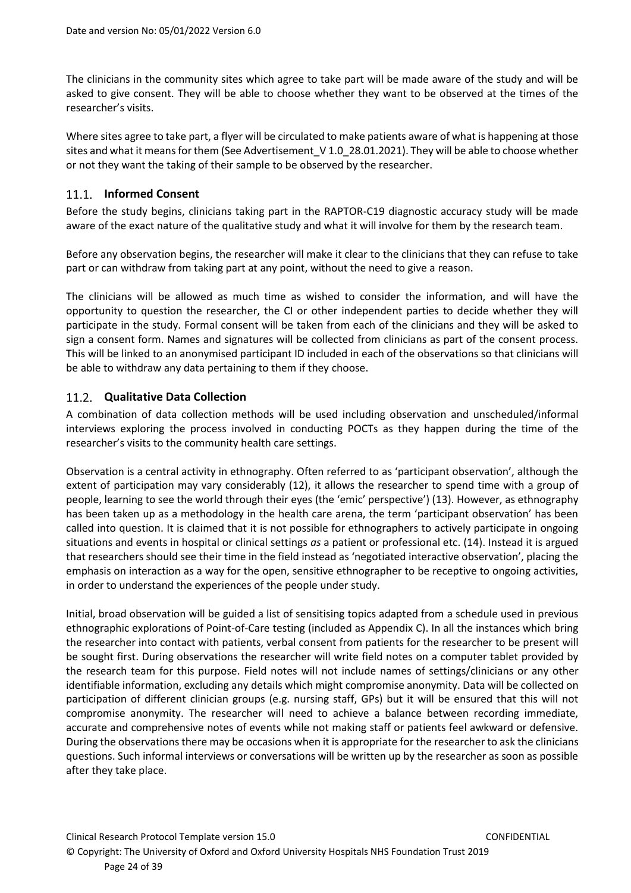The clinicians in the community sites which agree to take part will be made aware of the study and will be asked to give consent. They will be able to choose whether they want to be observed at the times of the researcher's visits.

Where sites agree to take part, a flyer will be circulated to make patients aware of what is happening at those sites and what it means for them (See Advertisement_V 1.0_28.01.2021). They will be able to choose whether or not they want the taking of their sample to be observed by the researcher.

## 11.1. Informed Consent

Before the study begins, clinicians taking part in the RAPTOR-C19 diagnostic accuracy study will be made aware of the exact nature of the qualitative study and what it will involve for them by the research team.

Before any observation begins, the researcher will make it clear to the clinicians that they can refuse to take part or can withdraw from taking part at any point, without the need to give a reason.

The clinicians will be allowed as much time as wished to consider the information, and will have the opportunity to question the researcher, the CI or other independent parties to decide whether they will participate in the study. Formal consent will be taken from each of the clinicians and they will be asked to sign a consent form. Names and signatures will be collected from clinicians as part of the consent process. This will be linked to an anonymised participant ID included in each of the observations so that clinicians will be able to withdraw any data pertaining to them if they choose.

## 11.2. Qualitative Data Collection

A combination of data collection methods will be used including observation and unscheduled/informal interviews exploring the process involved in conducting POCTs as they happen during the time of the researcher's visits to the community health care settings.

Observation is a central activity in ethnography. Often referred to as 'participant observation', although the extent of participation may vary considerably (12), it allows the researcher to spend time with a group of people, learning to see the world through their eyes (the 'emic' perspective) (13). However, as ethnography has been taken up as a methodology in the health care arena, the term 'participant observation' has been called into question. It is claimed that it is not possible for ethnographers to actively participate in ongoing situations and events in hospital or clinical settings *as* a patient or professional etc. (14). Instead it is argued that researchers should see their time in the field instead as 'negotiated interactive observation', placing the emphasis on interaction as a way for the open, sensitive ethnographer to be receptive to ongoing activities, in order to understand the experiences of the people under study.

Initial, broad observation will be guided a list of sensitising topics adapted from a schedule used in previous ethnographic explorations of Point-of-Care testing (included as Appendix C). In all the instances which bring the researcher into contact with patients, verbal consent from patients for the researcher to be present will be sought first. During observations the researcher will write field notes on a computer tablet provided by the research team for this purpose. Field notes will not include names of settings/clinicians or any other identifiable information, excluding any details which might compromise anonymity. Data will be collected on participation of different clinician groups (e.g. nursing staff, GPs) but it will be ensured that this will not compromise anonymity. The researcher will need to achieve a balance between recording immediate, accurate and comprehensive notes of events while not making staff or patients feel awkward or defensive. During the observations there may be occasions when it is appropriate for the researcher to ask the clinicians questions. Such informal interviews or conversations will be written up by the researcher as soon as possible after they take place.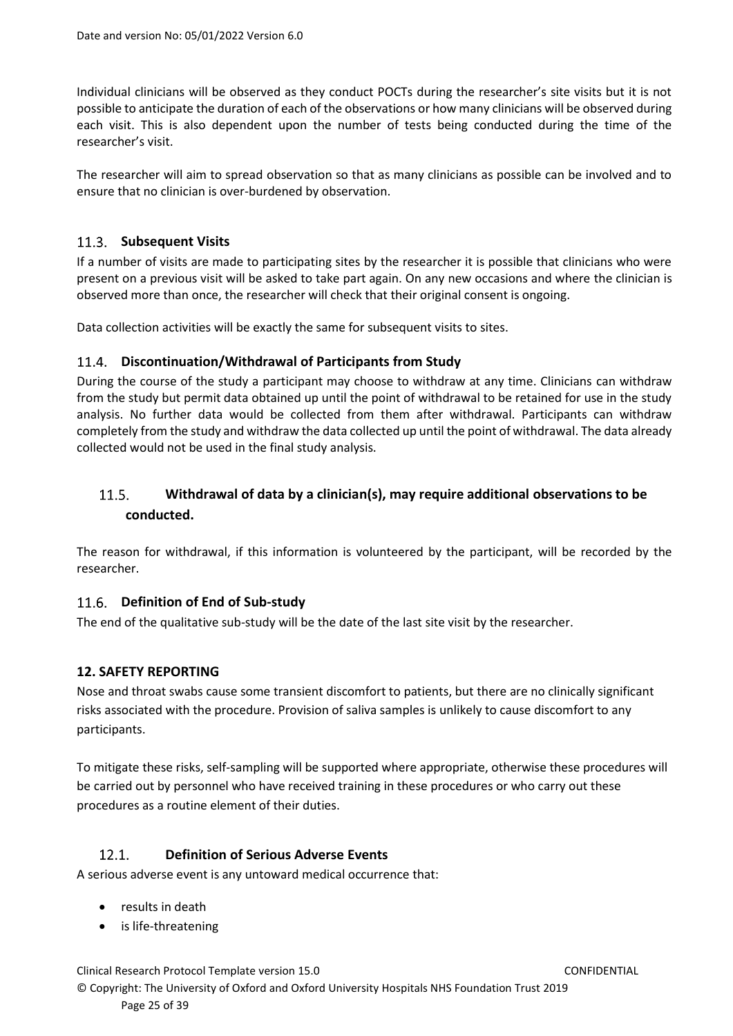Individual clinicians will be observed as they conduct POCTs during the researcher's site visits but it is not possible to anticipate the duration of each of the observations or how many clinicians will be observed during each visit. This is also dependent upon the number of tests being conducted during the time of the researcher's visit.

The researcher will aim to spread observation so that as many clinicians as possible can be involved and to ensure that no clinician is over-burdened by observation.

### 11.3. Subsequent Visits

If a number of visits are made to participating sites by the researcher it is possible that clinicians who were present on a previous visit will be asked to take part again. On any new occasions and where the clinician is observed more than once, the researcher will check that their original consent is ongoing.

Data collection activities will be exactly the same for subsequent visits to sites.

### 11.4. Discontinuation/Withdrawal of Participants from Study

During the course of the study a participant may choose to withdraw at any time. Clinicians can withdraw from the study but permit data obtained up until the point of withdrawal to be retained for use in the study analysis. No further data would be collected from them after withdrawal. Participants can withdraw completely from the study and withdraw the data collected up until the point of withdrawal. The data already collected would not be used in the final study analysis.

### 11.5. Withdrawal of data by a clinician(s), may require additional observations to be conducted.

The reason for withdrawal, if this information is volunteered by the participant, will be recorded by the researcher.

### 11.6. Definition of End of Sub-study

The end of the qualitative sub-study will be the date of the last site visit by the researcher.

## 12. SAFETY REPORTING

Nose and throat swabs cause some transient discomfort to patients, but there are no clinically significant risks associated with the procedure. Provision of saliva samples is unlikely to cause discomfort to any participants.

To mitigate these risks, self-sampling will be supported where appropriate, otherwise these procedures will be carried out by personnel who have received training in these procedures or who carry out these procedures as a routine element of their duties.

### 12.1. Definition of Serious Adverse Events

A serious adverse event is any untoward medical occurrence that:

- results in death
- is life-threatening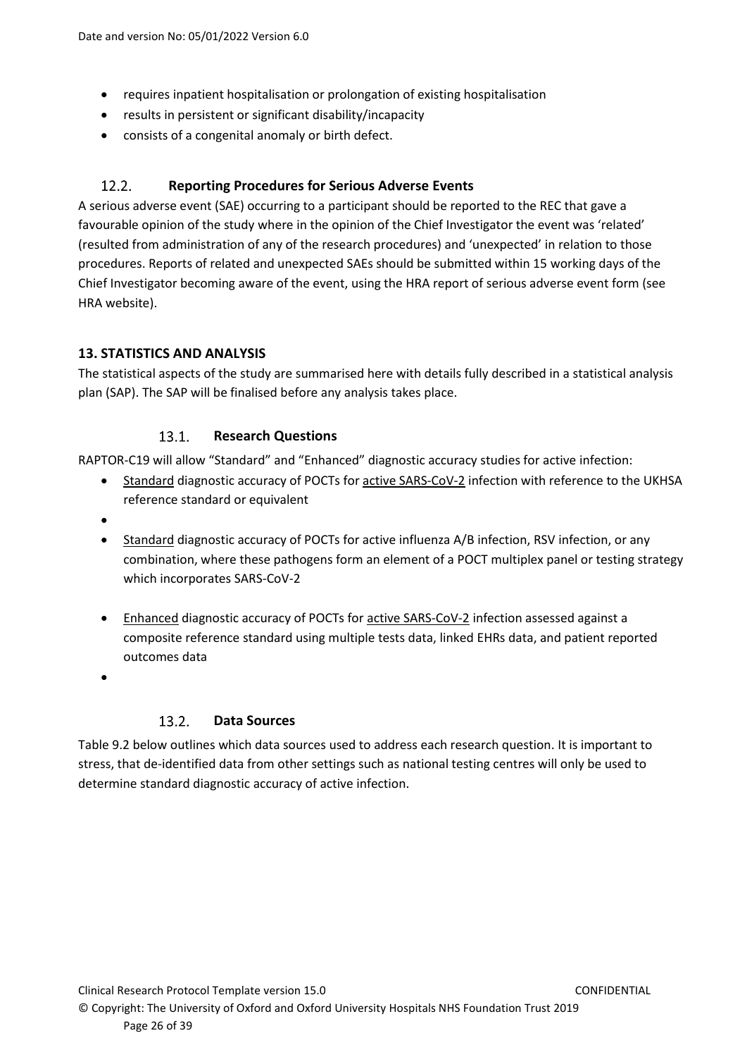- requires inpatient hospitalisation or prolongation of existing hospitalisation
- results in persistent or significant disability/incapacity
- consists of a congenital anomaly or birth defect.

### 12.2. Reporting Procedures for Serious Adverse Events

A serious adverse event (SAE) occurring to a participant should be reported to the REC that gave a favourable opinion of the study where in the opinion of the Chief Investigator the event was 'related' (resulted from administration of any of the research procedures) and 'unexpected' in relation to those procedures. Reports of related and unexpected SAEs should be submitted within 15 working days of the Chief Investigator becoming aware of the event, using the HRA report of serious adverse event form (see HRA website).

## 13. STATISTICS AND ANALYSIS

The statistical aspects of the study are summarised here with details fully described in a statistical analysis plan (SAP). The SAP will be finalised before any analysis takes place.

### 13.1. Research Questions

RAPTOR-C19 will allow "Standard" and "Enhanced" diagnostic accuracy studies for active infection:

- Standard diagnostic accuracy of POCTs for active SARS-CoV-2 infection with reference to the UKHSA reference standard or equivalent
- 
- Standard diagnostic accuracy of POCTs for active influenza A/B infection, RSV infection, or any combination, where these pathogens form an element of a POCT multiplex panel or testing strategy which incorporates SARS-CoV-2
- Enhanced diagnostic accuracy of POCTs for active SARS-CoV-2 infection assessed against a composite reference standard using multiple tests data, linked EHRs data, and patient reported outcomes data
- 

### 13.2. Data Sources

Table 9.2 below outlines which data sources used to address each research question. It is important to stress, that de-identified data from other settings such as national testing centres will only be used to determine standard diagnostic accuracy of active infection.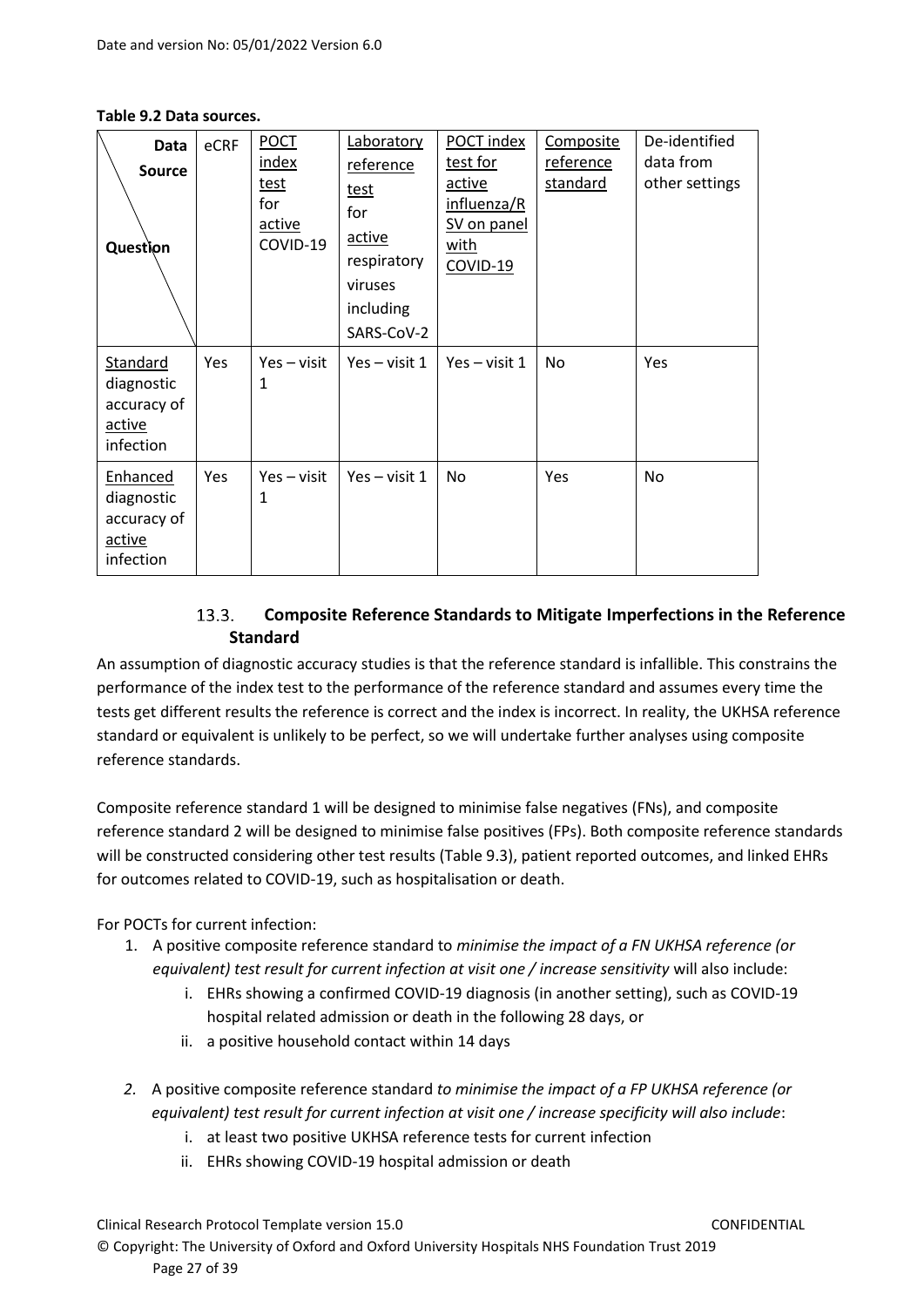**Table 9.2 Data sources.**

| Data Source / Question | eCRF | POCT index test for active COVID-19 | Laboratory reference test for active respiratory viruses including SARS-CoV-2 | POCT index test for active influenza/RSV on panel with COVID-19 | Composite reference standard | De-identified data from other settings |
|---|---|---|---|---|---|---|
| Standard diagnostic accuracy of active infection | Yes | Yes – visit 1 | Yes – visit 1 | Yes – visit 1 | No | Yes |
| Enhanced diagnostic accuracy of active infection | Yes | Yes – visit 1 | Yes – visit 1 | No | Yes | No |

### 13.3. Composite Reference Standards to Mitigate Imperfections in the Reference Standard

An assumption of diagnostic accuracy studies is that the reference standard is infallible. This constrains the performance of the index test to the performance of the reference standard and assumes every time the tests get different results the reference is correct and the index is incorrect. In reality, the UKHSA reference standard or equivalent is unlikely to be perfect, so we will undertake further analyses using composite reference standards.

Composite reference standard 1 will be designed to minimise false negatives (FNs), and composite reference standard 2 will be designed to minimise false positives (FPs). Both composite reference standards will be constructed considering other test results (Table 9.3), patient reported outcomes, and linked EHRs for outcomes related to COVID-19, such as hospitalisation or death.

For POCTs for current infection:

1. A positive composite reference standard to *minimise the impact of a FN UKHSA reference (or equivalent) test result for current infection at visit one / increase sensitivity* will also include:
   i. EHRs showing a confirmed COVID-19 diagnosis (in another setting), such as COVID-19 hospital related admission or death in the following 28 days, or
   ii. a positive household contact within 14 days

2. A positive composite reference standard *to minimise the impact of a FP UKHSA reference (or equivalent) test result for current infection at visit one / increase specificity will also include*:
   i. at least two positive UKHSA reference tests for current infection
   ii. EHRs showing COVID-19 hospital admission or death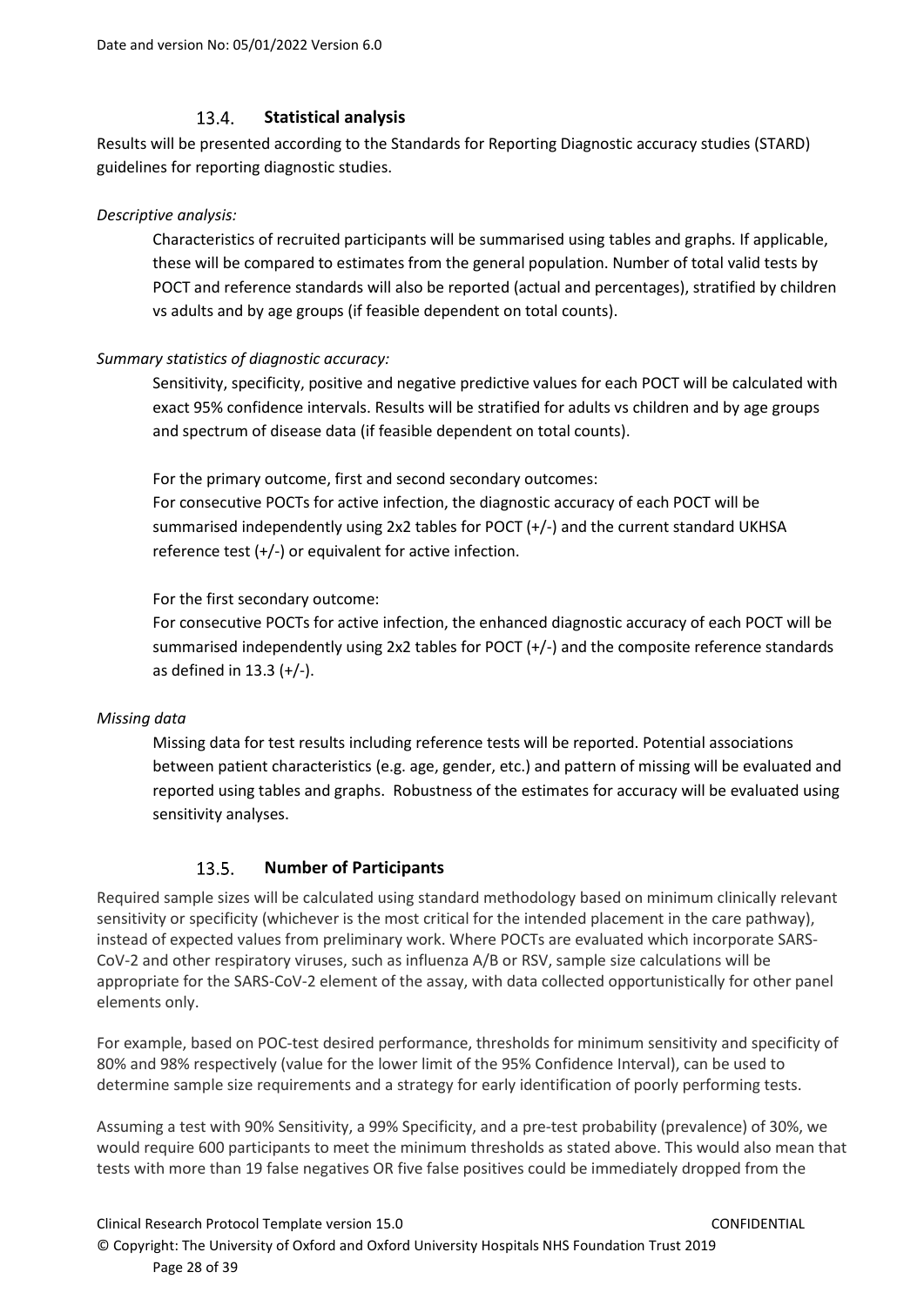### 13.4. Statistical analysis

Results will be presented according to the Standards for Reporting Diagnostic accuracy studies (STARD) guidelines for reporting diagnostic studies.

*Descriptive analysis:*

Characteristics of recruited participants will be summarised using tables and graphs. If applicable, these will be compared to estimates from the general population. Number of total valid tests by POCT and reference standards will also be reported (actual and percentages), stratified by children vs adults and by age groups (if feasible dependent on total counts).

*Summary statistics of diagnostic accuracy:*

Sensitivity, specificity, positive and negative predictive values for each POCT will be calculated with exact 95% confidence intervals. Results will be stratified for adults vs children and by age groups and spectrum of disease data (if feasible dependent on total counts).

For the primary outcome, first and second secondary outcomes:
For consecutive POCTs for active infection, the diagnostic accuracy of each POCT will be summarised independently using 2x2 tables for POCT (+/-) and the current standard UKHSA reference test (+/-) or equivalent for active infection.

For the first secondary outcome:
For consecutive POCTs for active infection, the enhanced diagnostic accuracy of each POCT will be summarised independently using 2x2 tables for POCT (+/-) and the composite reference standards as defined in 13.3 (+/-).

*Missing data*

Missing data for test results including reference tests will be reported. Potential associations between patient characteristics (e.g. age, gender, etc.) and pattern of missing will be evaluated and reported using tables and graphs. Robustness of the estimates for accuracy will be evaluated using sensitivity analyses.

### 13.5. Number of Participants

Required sample sizes will be calculated using standard methodology based on minimum clinically relevant sensitivity or specificity (whichever is the most critical for the intended placement in the care pathway), instead of expected values from preliminary work. Where POCTs are evaluated which incorporate SARS-CoV-2 and other respiratory viruses, such as influenza A/B or RSV, sample size calculations will be appropriate for the SARS-CoV-2 element of the assay, with data collected opportunistically for other panel elements only.

For example, based on POC-test desired performance, thresholds for minimum sensitivity and specificity of 80% and 98% respectively (value for the lower limit of the 95% Confidence Interval), can be used to determine sample size requirements and a strategy for early identification of poorly performing tests.

Assuming a test with 90% Sensitivity, a 99% Specificity, and a pre-test probability (prevalence) of 30%, we would require 600 participants to meet the minimum thresholds as stated above. This would also mean that tests with more than 19 false negatives OR five false positives could be immediately dropped from the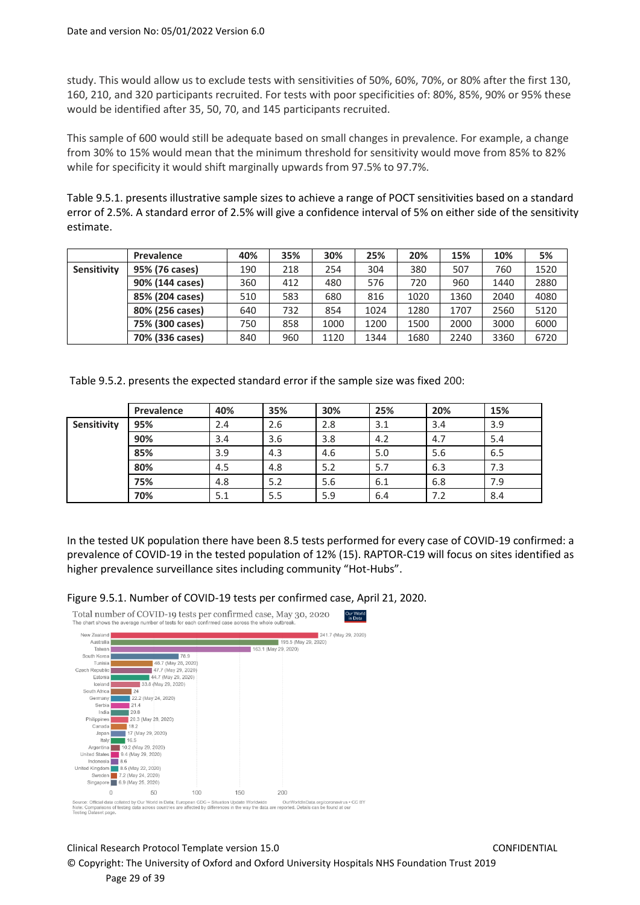study. This would allow us to exclude tests with sensitivities of 50%, 60%, 70%, or 80% after the first 130, 160, 210, and 320 participants recruited. For tests with poor specificities of: 80%, 85%, 90% or 95% these would be identified after 35, 50, 70, and 145 participants recruited.

This sample of 600 would still be adequate based on small changes in prevalence. For example, a change from 30% to 15% would mean that the minimum threshold for sensitivity would move from 85% to 82% while for specificity it would shift marginally upwards from 97.5% to 97.7%.

Table 9.5.1. presents illustrative sample sizes to achieve a range of POCT sensitivities based on a standard error of 2.5%. A standard error of 2.5% will give a confidence interval of 5% on either side of the sensitivity estimate.

| | Prevalence | 40% | 35% | 30% | 25% | 20% | 15% | 10% | 5% |
|---|---|---|---|---|---|---|---|---|---|
| **Sensitivity** | **95% (76 cases)** | 190 | 218 | 254 | 304 | 380 | 507 | 760 | 1520 |
| | **90% (144 cases)** | 360 | 412 | 480 | 576 | 720 | 960 | 1440 | 2880 |
| | **85% (204 cases)** | 510 | 583 | 680 | 816 | 1020 | 1360 | 2040 | 4080 |
| | **80% (256 cases)** | 640 | 732 | 854 | 1024 | 1280 | 1707 | 2560 | 5120 |
| | **75% (300 cases)** | 750 | 858 | 1000 | 1200 | 1500 | 2000 | 3000 | 6000 |
| | **70% (336 cases)** | 840 | 960 | 1120 | 1344 | 1680 | 2240 | 3360 | 6720 |

Table 9.5.2. presents the expected standard error if the sample size was fixed 200:

| | Prevalence | 40% | 35% | 30% | 25% | 20% | 15% |
|---|---|---|---|---|---|---|---|
| **Sensitivity** | **95%** | 2.4 | 2.6 | 2.8 | 3.1 | 3.4 | 3.9 |
| | **90%** | 3.4 | 3.6 | 3.8 | 4.2 | 4.7 | 5.4 |
| | **85%** | 3.9 | 4.3 | 4.6 | 5.0 | 5.6 | 6.5 |
| | **80%** | 4.5 | 4.8 | 5.2 | 5.7 | 6.3 | 7.3 |
| | **75%** | 4.8 | 5.2 | 5.6 | 6.1 | 6.8 | 7.9 |
| | **70%** | 5.1 | 5.5 | 5.9 | 6.4 | 7.2 | 8.4 |

In the tested UK population there have been 8.5 tests performed for every case of COVID-19 confirmed: a prevalence of COVID-19 in the tested population of 12% (15). RAPTOR-C19 will focus on sites identified as higher prevalence surveillance sites including community "Hot-Hubs".

Figure 9.5.1. Number of COVID-19 tests per confirmed case, April 21, 2020.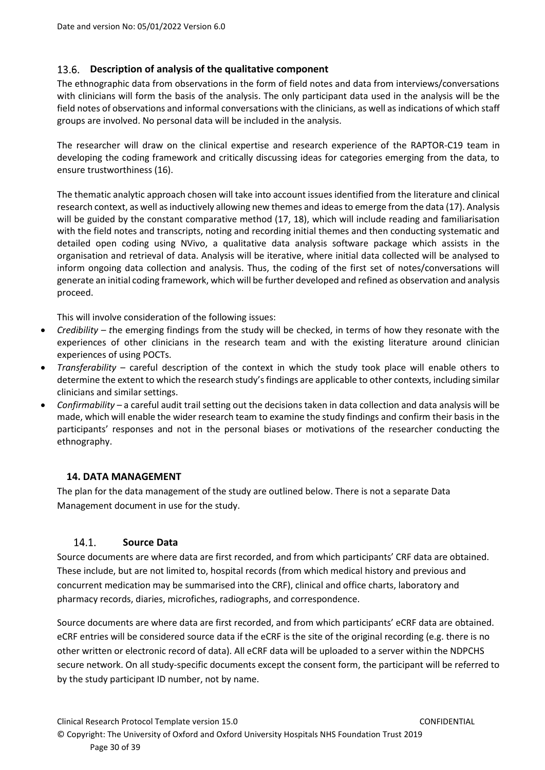### 13.6. Description of analysis of the qualitative component

The ethnographic data from observations in the form of field notes and data from interviews/conversations with clinicians will form the basis of the analysis. The only participant data used in the analysis will be the field notes of observations and informal conversations with the clinicians, as well as indications of which staff groups are involved. No personal data will be included in the analysis.

The researcher will draw on the clinical expertise and research experience of the RAPTOR-C19 team in developing the coding framework and critically discussing ideas for categories emerging from the data, to ensure trustworthiness (16).

The thematic analytic approach chosen will take into account issues identified from the literature and clinical research context, as well as inductively allowing new themes and ideas to emerge from the data (17). Analysis will be guided by the constant comparative method (17, 18), which will include reading and familiarisation with the field notes and transcripts, noting and recording initial themes and then conducting systematic and detailed open coding using NVivo, a qualitative data analysis software package which assists in the organisation and retrieval of data. Analysis will be iterative, where initial data collected will be analysed to inform ongoing data collection and analysis. Thus, the coding of the first set of notes/conversations will generate an initial coding framework, which will be further developed and refined as observation and analysis proceed.

This will involve consideration of the following issues:

- *Credibility* – *t*he emerging findings from the study will be checked, in terms of how they resonate with the experiences of other clinicians in the research team and with the existing literature around clinician experiences of using POCTs.
- *Transferability* – careful description of the context in which the study took place will enable others to determine the extent to which the research study's findings are applicable to other contexts, including similar clinicians and similar settings.
- *Confirmability* – a careful audit trail setting out the decisions taken in data collection and data analysis will be made, which will enable the wider research team to examine the study findings and confirm their basis in the participants' responses and not in the personal biases or motivations of the researcher conducting the ethnography.

## 14. DATA MANAGEMENT

The plan for the data management of the study are outlined below. There is not a separate Data Management document in use for the study.

### 14.1. Source Data

Source documents are where data are first recorded, and from which participants' CRF data are obtained. These include, but are not limited to, hospital records (from which medical history and previous and concurrent medication may be summarised into the CRF), clinical and office charts, laboratory and pharmacy records, diaries, microfiches, radiographs, and correspondence.

Source documents are where data are first recorded, and from which participants' eCRF data are obtained. eCRF entries will be considered source data if the eCRF is the site of the original recording (e.g. there is no other written or electronic record of data). All eCRF data will be uploaded to a server within the NDPCHS secure network. On all study-specific documents except the consent form, the participant will be referred to by the study participant ID number, not by name.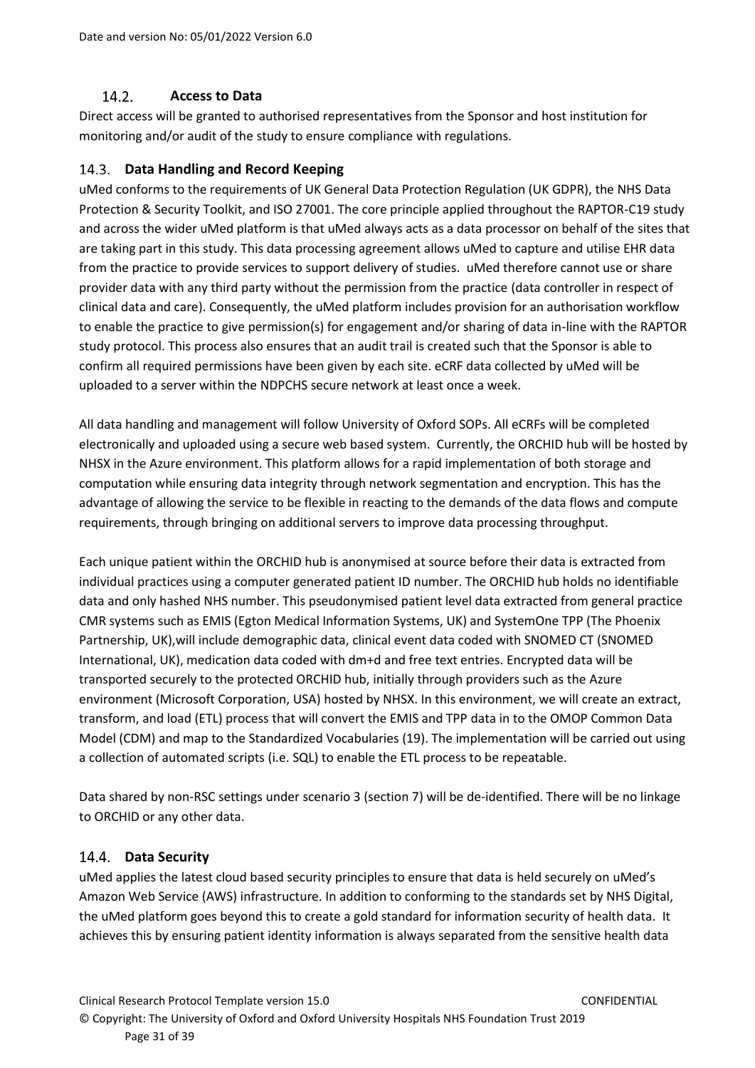### 14.2. Access to Data

Direct access will be granted to authorised representatives from the Sponsor and host institution for monitoring and/or audit of the study to ensure compliance with regulations.

### 14.3. Data Handling and Record Keeping

uMed conforms to the requirements of UK General Data Protection Regulation (UK GDPR), the NHS Data Protection & Security Toolkit, and ISO 27001. The core principle applied throughout the RAPTOR-C19 study and across the wider uMed platform is that uMed always acts as a data processor on behalf of the sites that are taking part in this study. This data processing agreement allows uMed to capture and utilise EHR data from the practice to provide services to support delivery of studies. uMed therefore cannot use or share provider data with any third party without the permission from the practice (data controller in respect of clinical data and care). Consequently, the uMed platform includes provision for an authorisation workflow to enable the practice to give permission(s) for engagement and/or sharing of data in-line with the RAPTOR study protocol. This process also ensures that an audit trail is created such that the Sponsor is able to confirm all required permissions have been given by each site. eCRF data collected by uMed will be uploaded to a server within the NDPCHS secure network at least once a week.

All data handling and management will follow University of Oxford SOPs. All eCRFs will be completed electronically and uploaded using a secure web based system. Currently, the ORCHID hub will be hosted by NHSX in the Azure environment. This platform allows for a rapid implementation of both storage and computation while ensuring data integrity through network segmentation and encryption. This has the advantage of allowing the service to be flexible in reacting to the demands of the data flows and compute requirements, through bringing on additional servers to improve data processing throughput.

Each unique patient within the ORCHID hub is anonymised at source before their data is extracted from individual practices using a computer generated patient ID number. The ORCHID hub holds no identifiable data and only hashed NHS number. This pseudonymised patient level data extracted from general practice CMR systems such as EMIS (Egton Medical Information Systems, UK) and SystemOne TPP (The Phoenix Partnership, UK),will include demographic data, clinical event data coded with SNOMED CT (SNOMED International, UK), medication data coded with dm+d and free text entries. Encrypted data will be transported securely to the protected ORCHID hub, initially through providers such as the Azure environment (Microsoft Corporation, USA) hosted by NHSX. In this environment, we will create an extract, transform, and load (ETL) process that will convert the EMIS and TPP data in to the OMOP Common Data Model (CDM) and map to the Standardized Vocabularies (19). The implementation will be carried out using a collection of automated scripts (i.e. SQL) to enable the ETL process to be repeatable.

Data shared by non-RSC settings under scenario 3 (section 7) will be de-identified. There will be no linkage to ORCHID or any other data.

### 14.4. Data Security

uMed applies the latest cloud based security principles to ensure that data is held securely on uMed's Amazon Web Service (AWS) infrastructure. In addition to conforming to the standards set by NHS Digital, the uMed platform goes beyond this to create a gold standard for information security of health data. It achieves this by ensuring patient identity information is always separated from the sensitive health data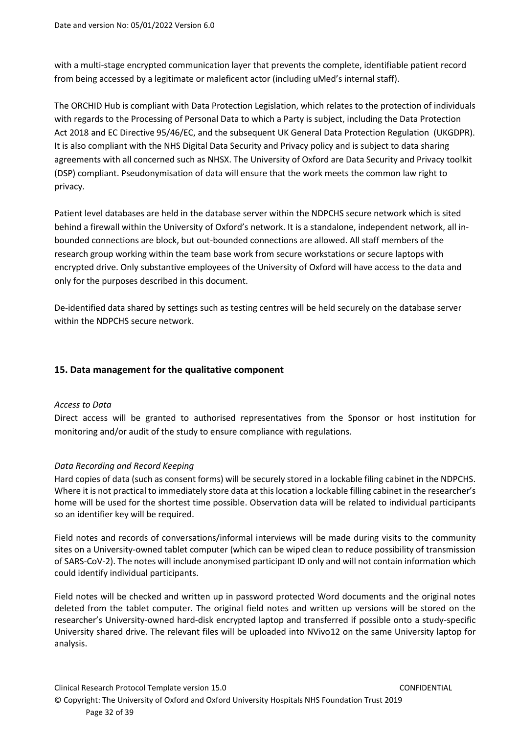with a multi-stage encrypted communication layer that prevents the complete, identifiable patient record from being accessed by a legitimate or maleficent actor (including uMed's internal staff).

The ORCHID Hub is compliant with Data Protection Legislation, which relates to the protection of individuals with regards to the Processing of Personal Data to which a Party is subject, including the Data Protection Act 2018 and EC Directive 95/46/EC, and the subsequent UK General Data Protection Regulation (UKGDPR). It is also compliant with the NHS Digital Data Security and Privacy policy and is subject to data sharing agreements with all concerned such as NHSX. The University of Oxford are Data Security and Privacy toolkit (DSP) compliant. Pseudonymisation of data will ensure that the work meets the common law right to privacy.

Patient level databases are held in the database server within the NDPCHS secure network which is sited behind a firewall within the University of Oxford's network. It is a standalone, independent network, all in-bounded connections are block, but out-bounded connections are allowed. All staff members of the research group working within the team base work from secure workstations or secure laptops with encrypted drive. Only substantive employees of the University of Oxford will have access to the data and only for the purposes described in this document.

De-identified data shared by settings such as testing centres will be held securely on the database server within the NDPCHS secure network.

## 15. Data management for the qualitative component

*Access to Data*

Direct access will be granted to authorised representatives from the Sponsor or host institution for monitoring and/or audit of the study to ensure compliance with regulations.

*Data Recording and Record Keeping*

Hard copies of data (such as consent forms) will be securely stored in a lockable filing cabinet in the NDPCHS. Where it is not practical to immediately store data at this location a lockable filling cabinet in the researcher's home will be used for the shortest time possible. Observation data will be related to individual participants so an identifier key will be required.

Field notes and records of conversations/informal interviews will be made during visits to the community sites on a University-owned tablet computer (which can be wiped clean to reduce possibility of transmission of SARS-CoV-2). The notes will include anonymised participant ID only and will not contain information which could identify individual participants.

Field notes will be checked and written up in password protected Word documents and the original notes deleted from the tablet computer. The original field notes and written up versions will be stored on the researcher's University-owned hard-disk encrypted laptop and transferred if possible onto a study-specific University shared drive. The relevant files will be uploaded into NVivo12 on the same University laptop for analysis.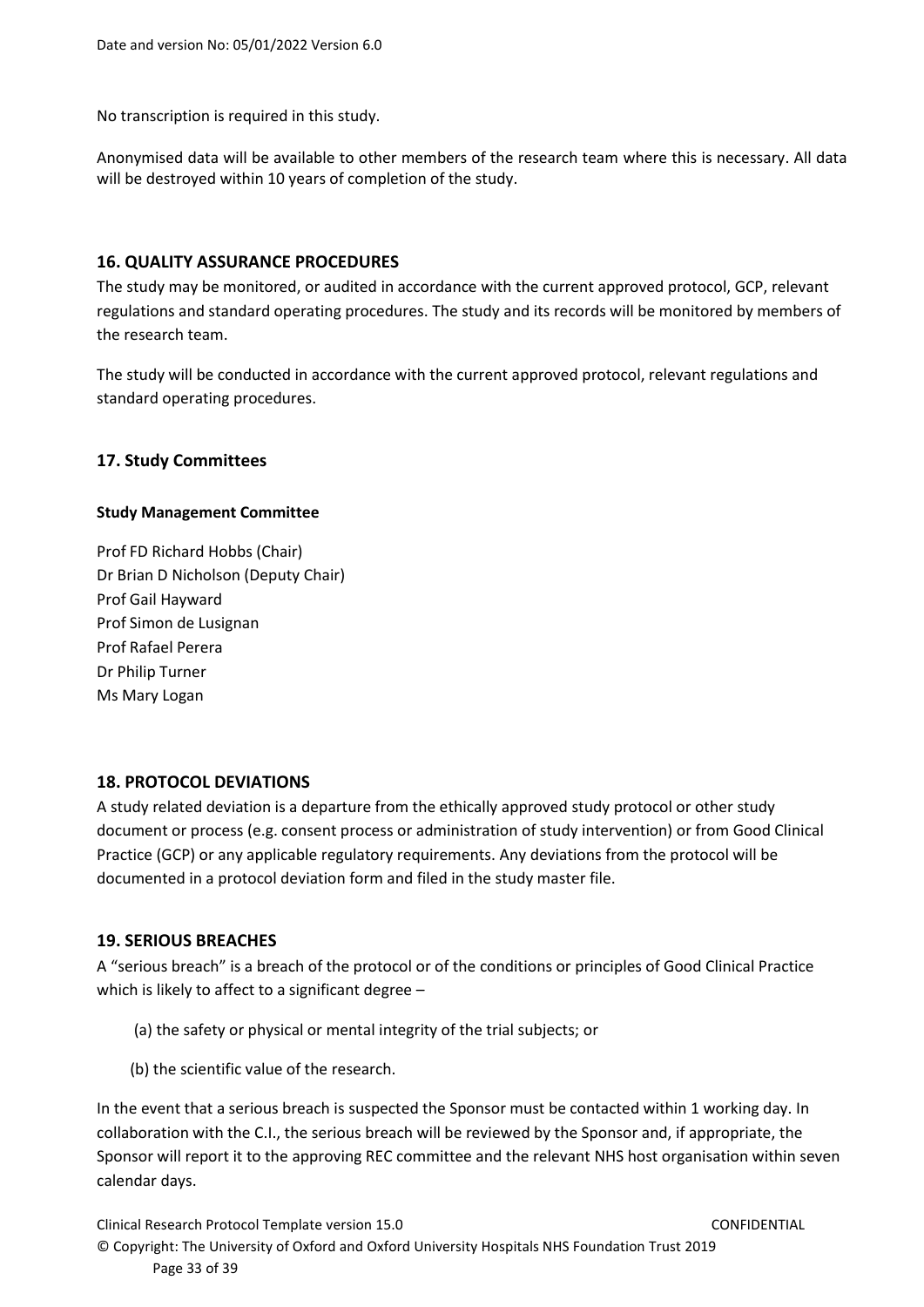No transcription is required in this study.

Anonymised data will be available to other members of the research team where this is necessary. All data will be destroyed within 10 years of completion of the study.

## 16. QUALITY ASSURANCE PROCEDURES

The study may be monitored, or audited in accordance with the current approved protocol, GCP, relevant regulations and standard operating procedures. The study and its records will be monitored by members of the research team.

The study will be conducted in accordance with the current approved protocol, relevant regulations and standard operating procedures.

## 17. Study Committees

### Study Management Committee

Prof FD Richard Hobbs (Chair)
Dr Brian D Nicholson (Deputy Chair)
Prof Gail Hayward
Prof Simon de Lusignan
Prof Rafael Perera
Dr Philip Turner
Ms Mary Logan

## 18. PROTOCOL DEVIATIONS

A study related deviation is a departure from the ethically approved study protocol or other study document or process (e.g. consent process or administration of study intervention) or from Good Clinical Practice (GCP) or any applicable regulatory requirements. Any deviations from the protocol will be documented in a protocol deviation form and filed in the study master file.

## 19. SERIOUS BREACHES

A "serious breach" is a breach of the protocol or of the conditions or principles of Good Clinical Practice which is likely to affect to a significant degree –

(a) the safety or physical or mental integrity of the trial subjects; or

(b) the scientific value of the research.

In the event that a serious breach is suspected the Sponsor must be contacted within 1 working day. In collaboration with the C.I., the serious breach will be reviewed by the Sponsor and, if appropriate, the Sponsor will report it to the approving REC committee and the relevant NHS host organisation within seven calendar days.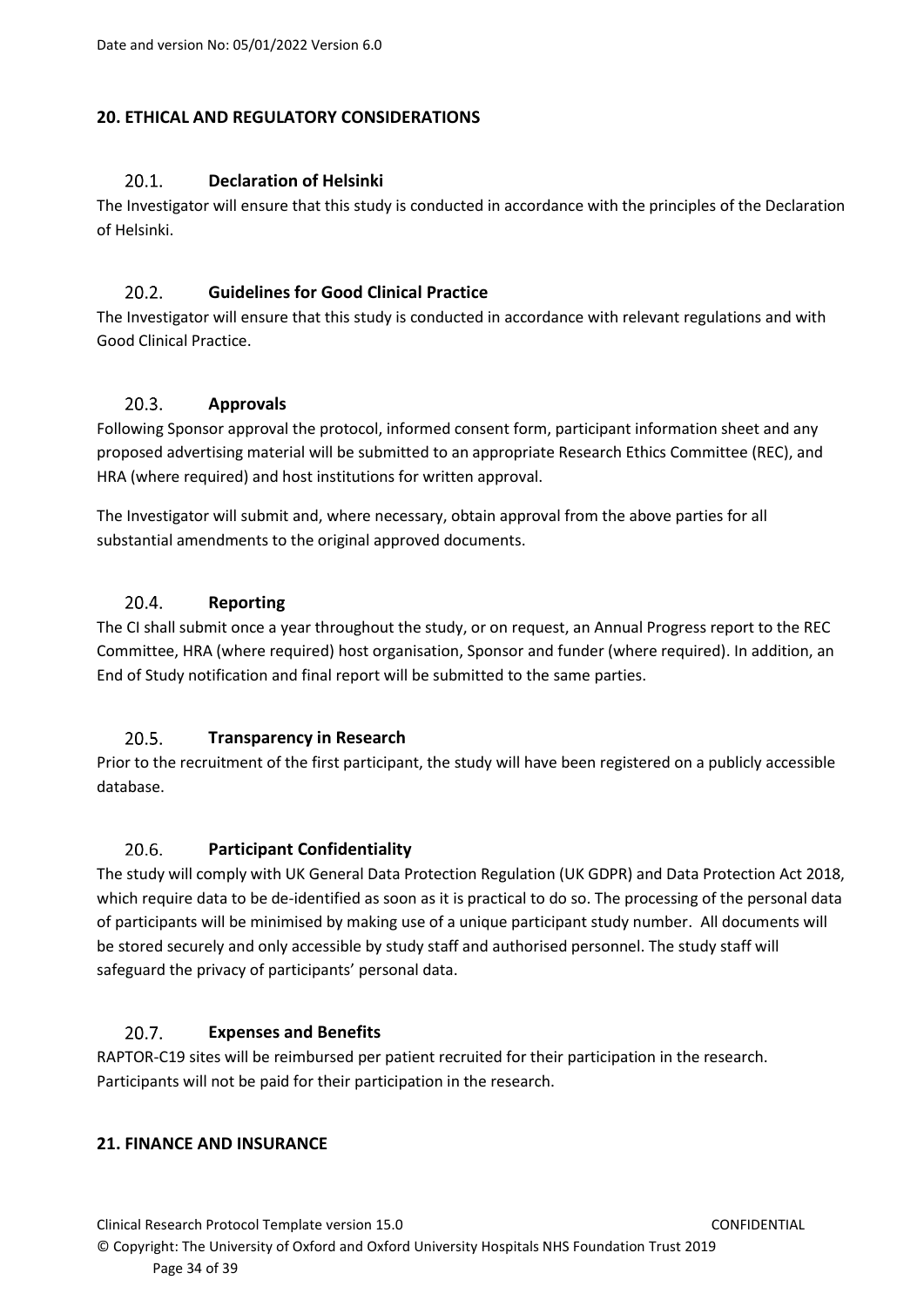## 20. ETHICAL AND REGULATORY CONSIDERATIONS

### 20.1. Declaration of Helsinki

The Investigator will ensure that this study is conducted in accordance with the principles of the Declaration of Helsinki.

### 20.2. Guidelines for Good Clinical Practice

The Investigator will ensure that this study is conducted in accordance with relevant regulations and with Good Clinical Practice.

### 20.3. Approvals

Following Sponsor approval the protocol, informed consent form, participant information sheet and any proposed advertising material will be submitted to an appropriate Research Ethics Committee (REC), and HRA (where required) and host institutions for written approval.

The Investigator will submit and, where necessary, obtain approval from the above parties for all substantial amendments to the original approved documents.

### 20.4. Reporting

The CI shall submit once a year throughout the study, or on request, an Annual Progress report to the REC Committee, HRA (where required) host organisation, Sponsor and funder (where required). In addition, an End of Study notification and final report will be submitted to the same parties.

### 20.5. Transparency in Research

Prior to the recruitment of the first participant, the study will have been registered on a publicly accessible database.

### 20.6. Participant Confidentiality

The study will comply with UK General Data Protection Regulation (UK GDPR) and Data Protection Act 2018, which require data to be de-identified as soon as it is practical to do so. The processing of the personal data of participants will be minimised by making use of a unique participant study number. All documents will be stored securely and only accessible by study staff and authorised personnel. The study staff will safeguard the privacy of participants' personal data.

### 20.7. Expenses and Benefits

RAPTOR-C19 sites will be reimbursed per patient recruited for their participation in the research. Participants will not be paid for their participation in the research.

## 21. FINANCE AND INSURANCE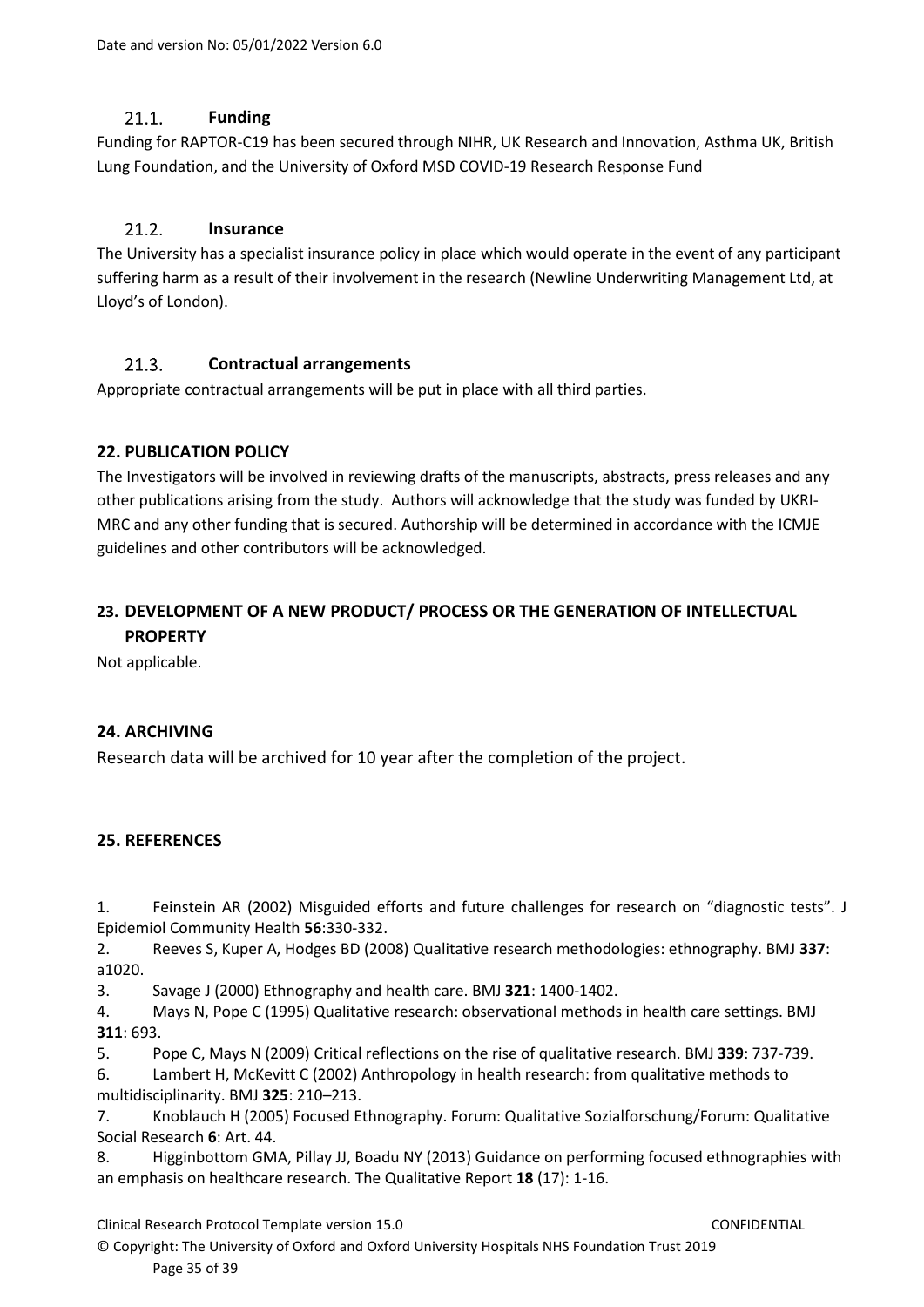### 21.1. Funding

Funding for RAPTOR-C19 has been secured through NIHR, UK Research and Innovation, Asthma UK, British Lung Foundation, and the University of Oxford MSD COVID-19 Research Response Fund

### 21.2. Insurance

The University has a specialist insurance policy in place which would operate in the event of any participant suffering harm as a result of their involvement in the research (Newline Underwriting Management Ltd, at Lloyd's of London).

### 21.3. Contractual arrangements

Appropriate contractual arrangements will be put in place with all third parties.

## 22. PUBLICATION POLICY

The Investigators will be involved in reviewing drafts of the manuscripts, abstracts, press releases and any other publications arising from the study. Authors will acknowledge that the study was funded by UKRI-MRC and any other funding that is secured. Authorship will be determined in accordance with the ICMJE guidelines and other contributors will be acknowledged.

## 23. DEVELOPMENT OF A NEW PRODUCT/ PROCESS OR THE GENERATION OF INTELLECTUAL PROPERTY

Not applicable.

## 24. ARCHIVING

Research data will be archived for 10 year after the completion of the project.

## 25. REFERENCES

1. Feinstein AR (2002) Misguided efforts and future challenges for research on "diagnostic tests". J Epidemiol Community Health **56**:330-332.
2. Reeves S, Kuper A, Hodges BD (2008) Qualitative research methodologies: ethnography. BMJ **337**: a1020.
3. Savage J (2000) Ethnography and health care. BMJ **321**: 1400-1402.
4. Mays N, Pope C (1995) Qualitative research: observational methods in health care settings. BMJ **311**: 693.
5. Pope C, Mays N (2009) Critical reflections on the rise of qualitative research. BMJ **339**: 737-739.
6. Lambert H, McKevitt C (2002) Anthropology in health research: from qualitative methods to multidisciplinarity. BMJ **325**: 210–213.
7. Knoblauch H (2005) Focused Ethnography. Forum: Qualitative Sozialforschung/Forum: Qualitative Social Research **6**: Art. 44.
8. Higginbottom GMA, Pillay JJ, Boadu NY (2013) Guidance on performing focused ethnographies with an emphasis on healthcare research. The Qualitative Report **18** (17): 1-16.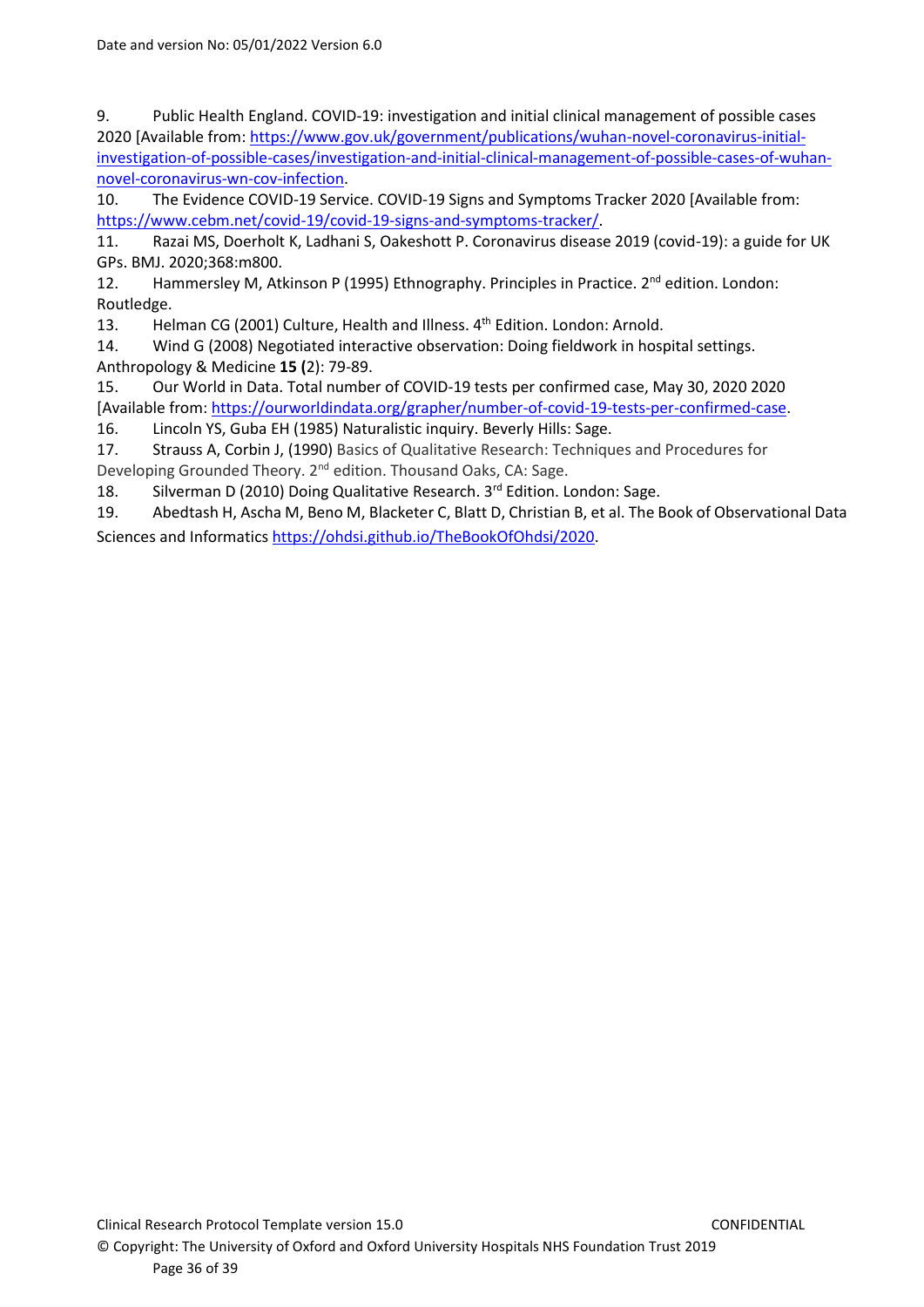9. Public Health England. COVID-19: investigation and initial clinical management of possible cases 2020 [Available from: https://www.gov.uk/government/publications/wuhan-novel-coronavirus-initial-investigation-of-possible-cases/investigation-and-initial-clinical-management-of-possible-cases-of-wuhan-novel-coronavirus-wn-cov-infection.
10. The Evidence COVID-19 Service. COVID-19 Signs and Symptoms Tracker 2020 [Available from: https://www.cebm.net/covid-19/covid-19-signs-and-symptoms-tracker/.
11. Razai MS, Doerholt K, Ladhani S, Oakeshott P. Coronavirus disease 2019 (covid-19): a guide for UK GPs. BMJ. 2020;368:m800.
12. Hammersley M, Atkinson P (1995) Ethnography. Principles in Practice. 2nd edition. London: Routledge.
13. Helman CG (2001) Culture, Health and Illness. 4th Edition. London: Arnold.
14. Wind G (2008) Negotiated interactive observation: Doing fieldwork in hospital settings. Anthropology & Medicine **15 (**2): 79-89.
15. Our World in Data. Total number of COVID-19 tests per confirmed case, May 30, 2020 2020 [Available from: https://ourworldindata.org/grapher/number-of-covid-19-tests-per-confirmed-case.
16. Lincoln YS, Guba EH (1985) Naturalistic inquiry. Beverly Hills: Sage.
17. Strauss A, Corbin J, (1990) Basics of Qualitative Research: Techniques and Procedures for Developing Grounded Theory. 2nd edition. Thousand Oaks, CA: Sage.
18. Silverman D (2010) Doing Qualitative Research. 3rd Edition. London: Sage.
19. Abedtash H, Ascha M, Beno M, Blacketer C, Blatt D, Christian B, et al. The Book of Observational Data Sciences and Informatics https://ohdsi.github.io/TheBookOfOhdsi/2020.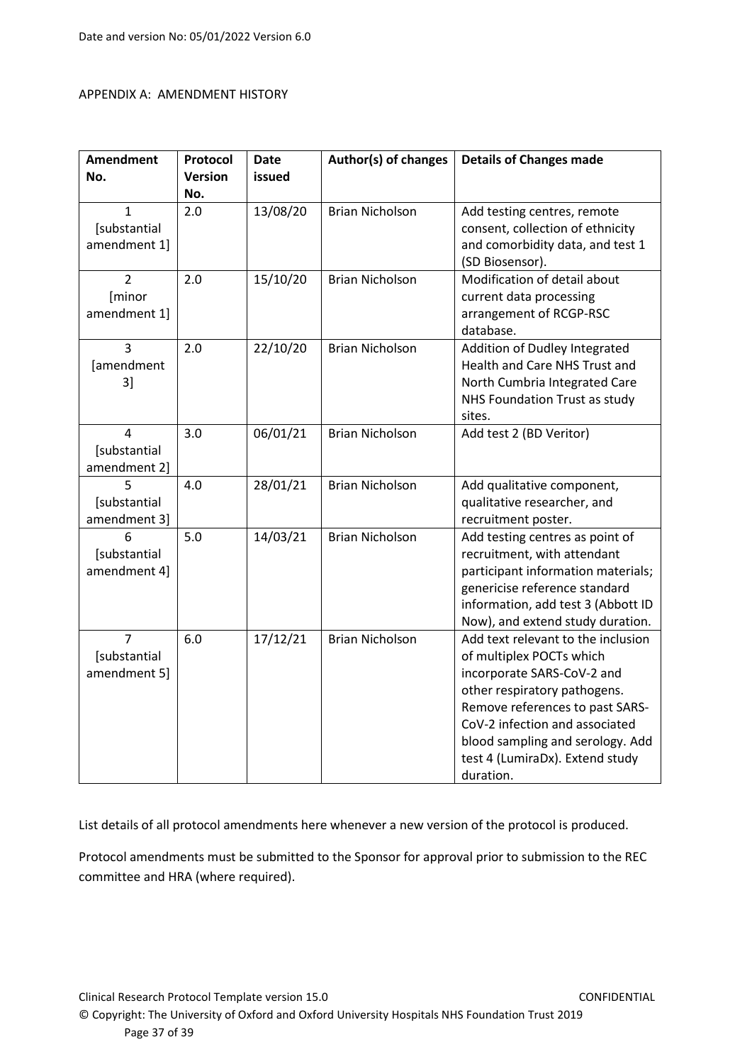APPENDIX A: AMENDMENT HISTORY

| Amendment No. | Protocol Version No. | Date issued | Author(s) of changes | Details of Changes made |
|---|---|---|---|---|
| 1 [substantial amendment 1] | 2.0 | 13/08/20 | Brian Nicholson | Add testing centres, remote consent, collection of ethnicity and comorbidity data, and test 1 (SD Biosensor). |
| 2 [minor amendment 1] | 2.0 | 15/10/20 | Brian Nicholson | Modification of detail about current data processing arrangement of RCGP-RSC database. |
| 3 [amendment 3] | 2.0 | 22/10/20 | Brian Nicholson | Addition of Dudley Integrated Health and Care NHS Trust and North Cumbria Integrated Care NHS Foundation Trust as study sites. |
| 4 [substantial amendment 2] | 3.0 | 06/01/21 | Brian Nicholson | Add test 2 (BD Veritor) |
| 5 [substantial amendment 3] | 4.0 | 28/01/21 | Brian Nicholson | Add qualitative component, qualitative researcher, and recruitment poster. |
| 6 [substantial amendment 4] | 5.0 | 14/03/21 | Brian Nicholson | Add testing centres as point of recruitment, with attendant participant information materials; genericise reference standard information, add test 3 (Abbott ID Now), and extend study duration. |
| 7 [substantial amendment 5] | 6.0 | 17/12/21 | Brian Nicholson | Add text relevant to the inclusion of multiplex POCTs which incorporate SARS-CoV-2 and other respiratory pathogens. Remove references to past SARS-CoV-2 infection and associated blood sampling and serology. Add test 4 (LumiraDx). Extend study duration. |

List details of all protocol amendments here whenever a new version of the protocol is produced.

Protocol amendments must be submitted to the Sponsor for approval prior to submission to the REC committee and HRA (where required).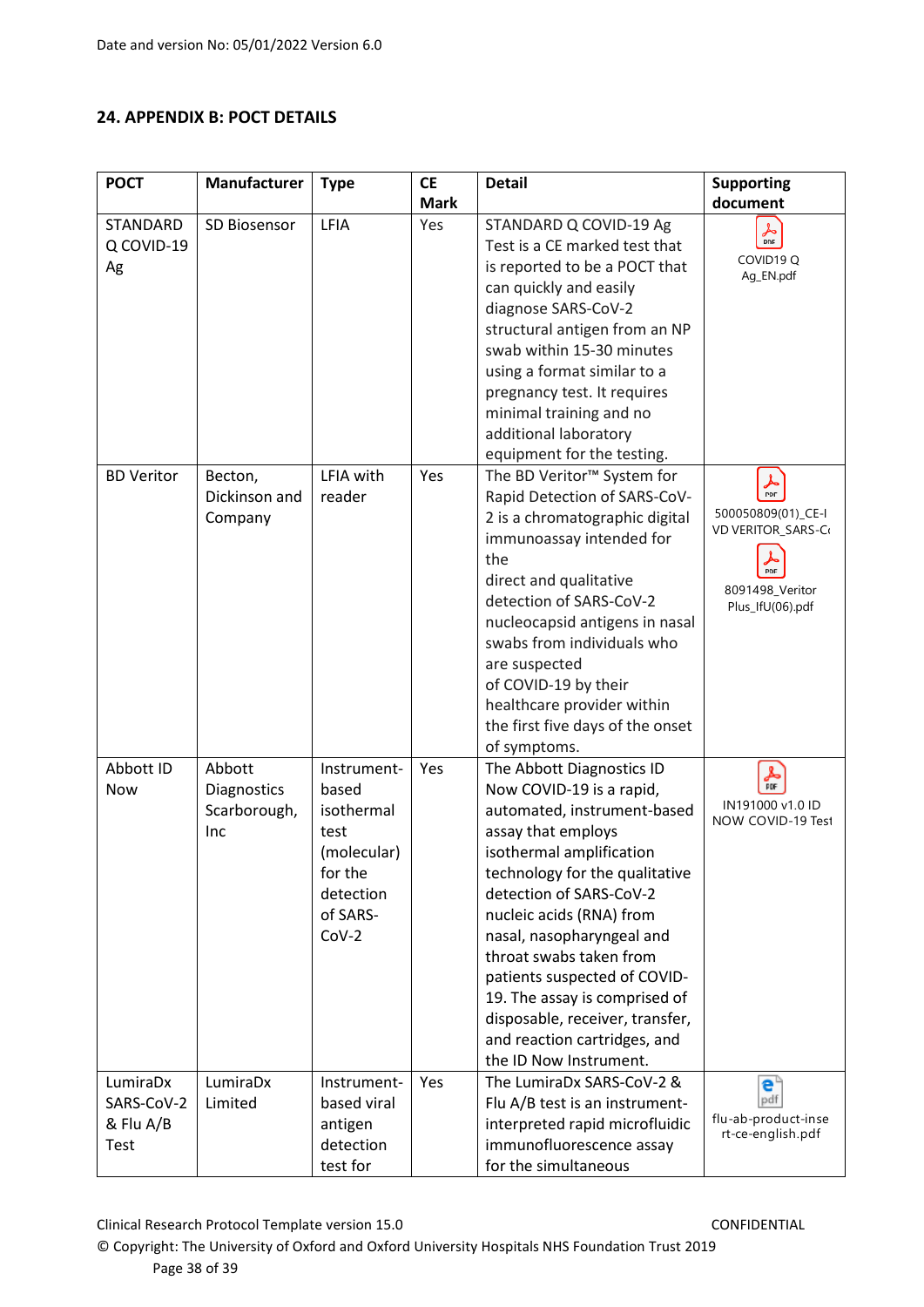## 24. APPENDIX B: POCT DETAILS

| POCT | Manufacturer | Type | CE Mark | Detail | Supporting document |
|---|---|---|---|---|---|
| STANDARD Q COVID-19 Ag | SD Biosensor | LFIA | Yes | STANDARD Q COVID-19 Ag Test is a CE marked test that is reported to be a POCT that can quickly and easily diagnose SARS-CoV-2 structural antigen from an NP swab within 15-30 minutes using a format similar to a pregnancy test. It requires minimal training and no additional laboratory equipment for the testing. | COVID19 Q Ag_EN.pdf |
| BD Veritor | Becton, Dickinson and Company | LFIA with reader | Yes | The BD Veritor™ System for Rapid Detection of SARS-CoV-2 is a chromatographic digital immunoassay intended for the direct and qualitative detection of SARS-CoV-2 nucleocapsid antigens in nasal swabs from individuals who are suspected of COVID-19 by their healthcare provider within the first five days of the onset of symptoms. | 500050809(01)_CE-IVD VERITOR_SARS-C<br>8091498_Veritor Plus_IfU(06).pdf |
| Abbott ID Now | Abbott Diagnostics Scarborough, Inc | Instrument-based isothermal test (molecular) for the detection of SARS-CoV-2 | Yes | The Abbott Diagnostics ID Now COVID-19 is a rapid, automated, instrument-based assay that employs isothermal amplification technology for the qualitative detection of SARS-CoV-2 nucleic acids (RNA) from nasal, nasopharyngeal and throat swabs taken from patients suspected of COVID-19. The assay is comprised of disposable, receiver, transfer, and reaction cartridges, and the ID Now Instrument. | IN191000 v1.0 ID NOW COVID-19 Test |
| LumiraDx SARS-CoV-2 & Flu A/B Test | LumiraDx Limited | Instrument-based viral antigen detection test for | Yes | The LumiraDx SARS-CoV-2 & Flu A/B test is an instrument-interpreted rapid microfluidic immunofluorescence assay for the simultaneous | flu-ab-product-insert-ce-english.pdf |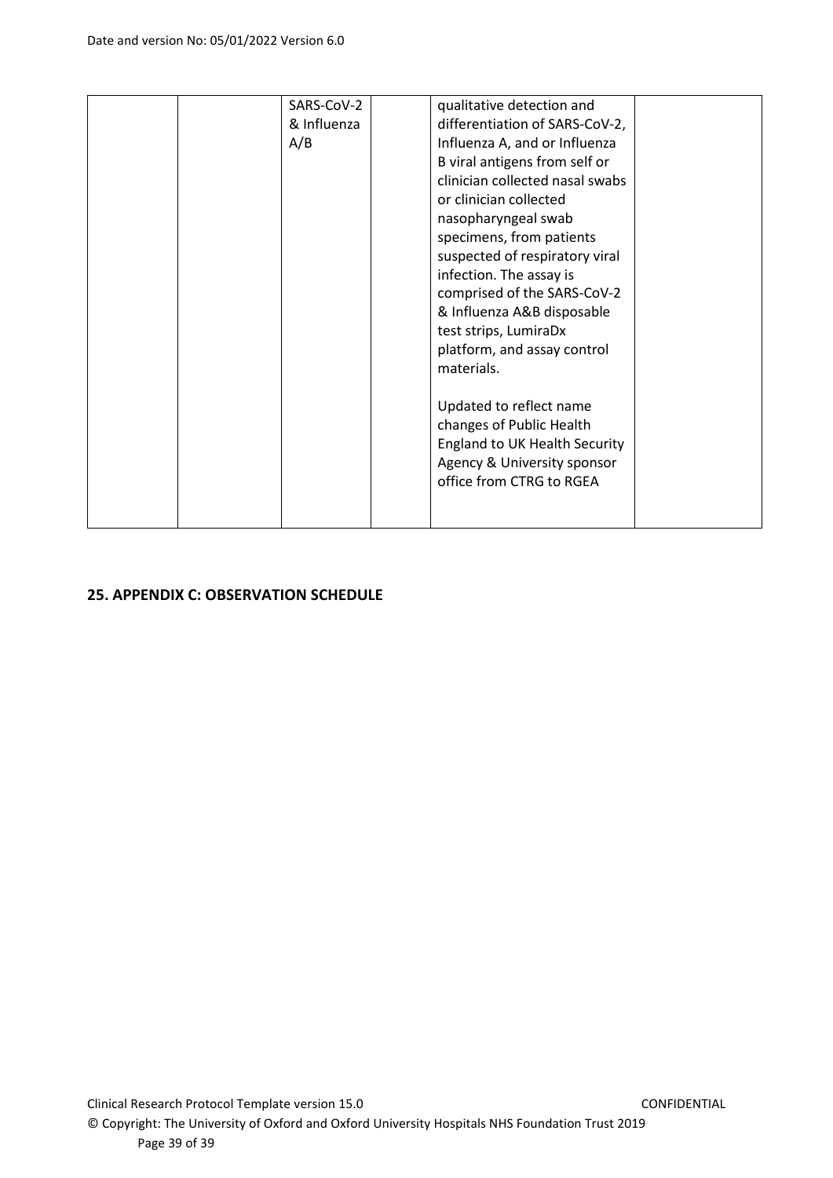| | | | | | |
|---|---|---|---|---|---|
| | | SARS-CoV-2 & Influenza A/B | | qualitative detection and differentiation of SARS-CoV-2, Influenza A, and or Influenza B viral antigens from self or clinician collected nasal swabs or clinician collected nasopharyngeal swab specimens, from patients suspected of respiratory viral infection. The assay is comprised of the SARS-CoV-2 & Influenza A&B disposable test strips, LumiraDx platform, and assay control materials.<br><br>Updated to reflect name changes of Public Health England to UK Health Security Agency & University sponsor office from CTRG to RGEA | |

## 25. APPENDIX C: OBSERVATION SCHEDULE